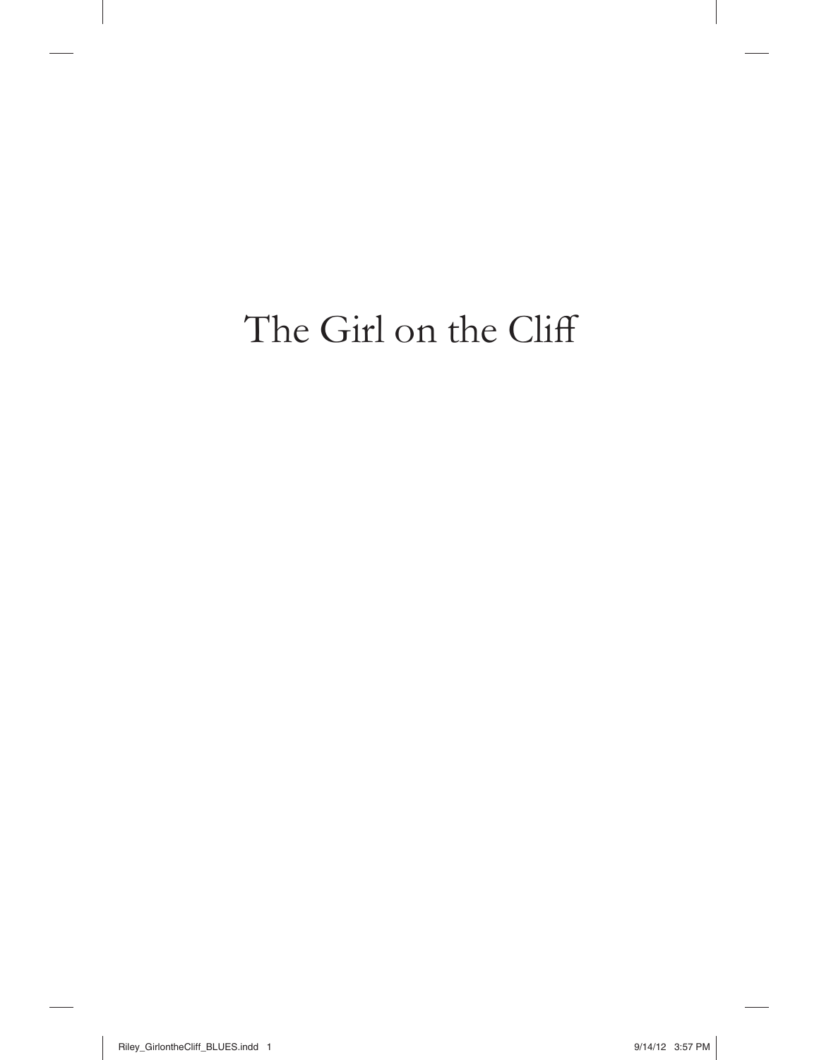# The Girl on the Cliff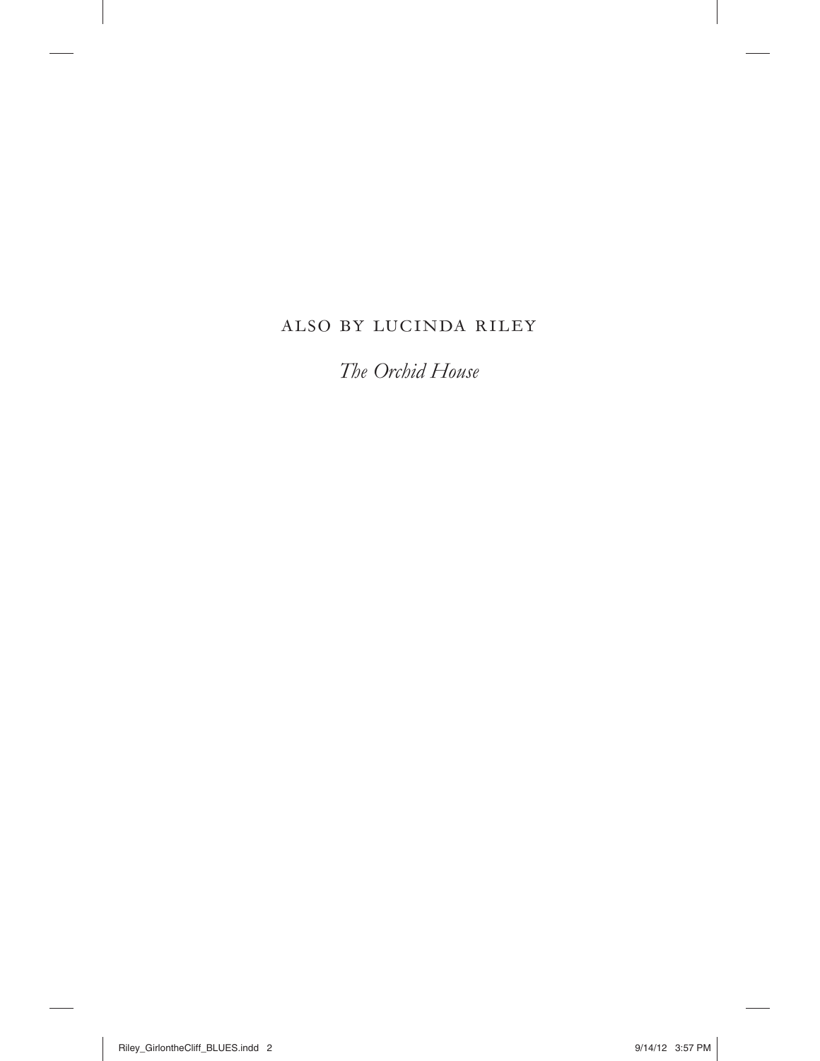ALSO BY LUCINDA RILEY

*The Orchid House*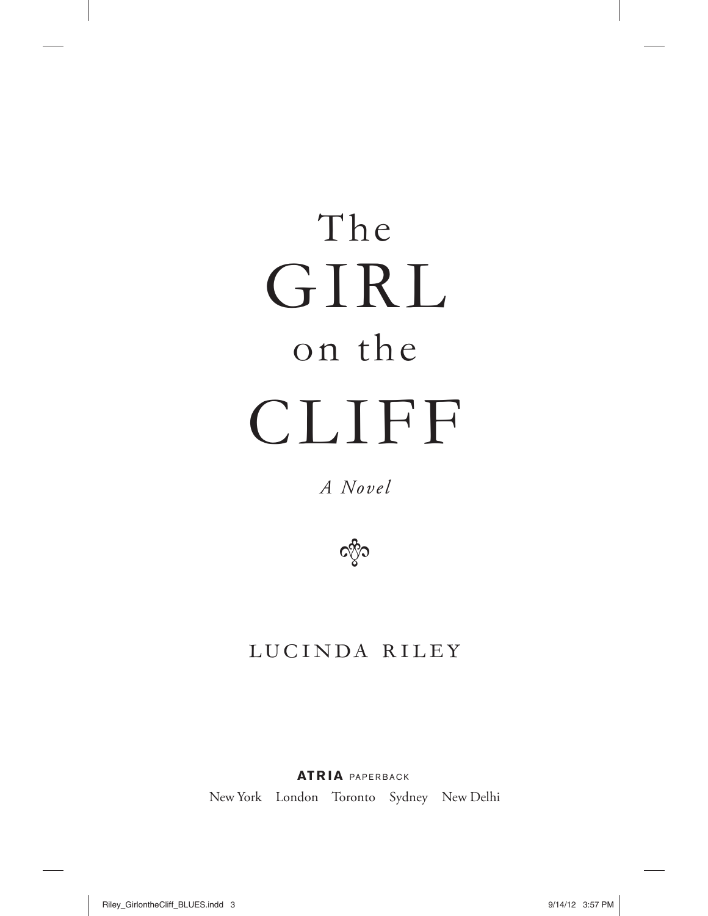# The GIRL on the CLIFF

*A Novel*

LUCINDA RILEY

**ATRIA** PAPERBACK

New York London Toronto Sydney New Delhi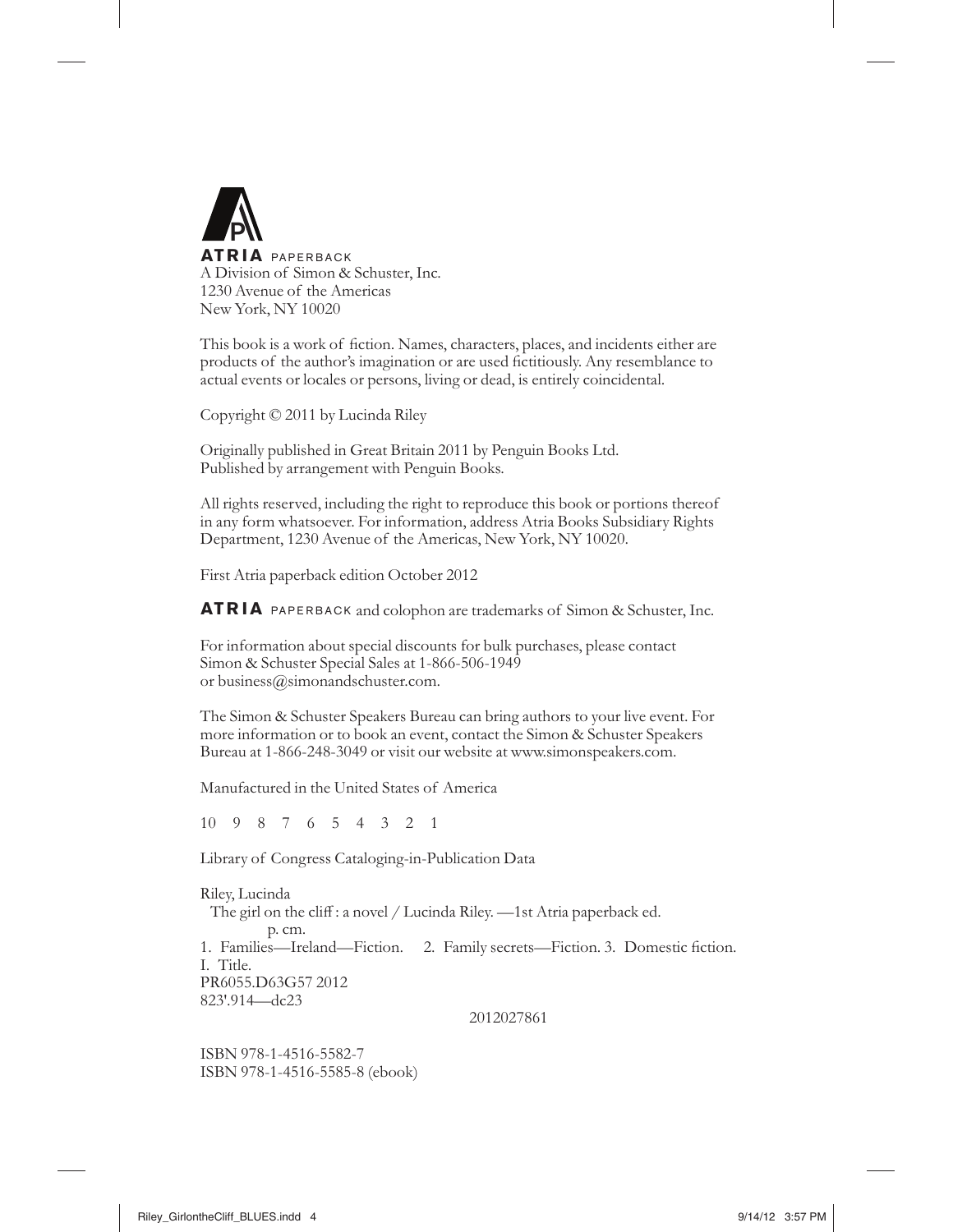**ATRIA** PAPERBACK
A Division of Simon & Schuster, Inc.
1230 Avenue of the Americas
New York, NY 10020

This book is a work of fiction. Names, characters, places, and incidents either are products of the author's imagination or are used fictitiously. Any resemblance to actual events or locales or persons, living or dead, is entirely coincidental.

Copyright © 2011 by Lucinda Riley

Originally published in Great Britain 2011 by Penguin Books Ltd.
Published by arrangement with Penguin Books.

All rights reserved, including the right to reproduce this book or portions thereof in any form whatsoever. For information, address Atria Books Subsidiary Rights Department, 1230 Avenue of the Americas, New York, NY 10020.

First Atria paperback edition October 2012

**ATRIA** PAPERBACK and colophon are trademarks of Simon & Schuster, Inc.

For information about special discounts for bulk purchases, please contact Simon & Schuster Special Sales at 1-866-506-1949 or business@simonandschuster.com.

The Simon & Schuster Speakers Bureau can bring authors to your live event. For more information or to book an event, contact the Simon & Schuster Speakers Bureau at 1-866-248-3049 or visit our website at www.simonspeakers.com.

Manufactured in the United States of America

10 9 8 7 6 5 4 3 2 1

Library of Congress Cataloging-in-Publication Data

Riley, Lucinda
The girl on the cliff : a novel / Lucinda Riley. —1st Atria paperback ed.
p. cm.
1. Families—Ireland—Fiction. 2. Family secrets—Fiction. 3. Domestic fiction.
I. Title.
PR6055.D63G57 2012
823'.914—dc23

2012027861

ISBN 978-1-4516-5582-7
ISBN 978-1-4516-5585-8 (ebook)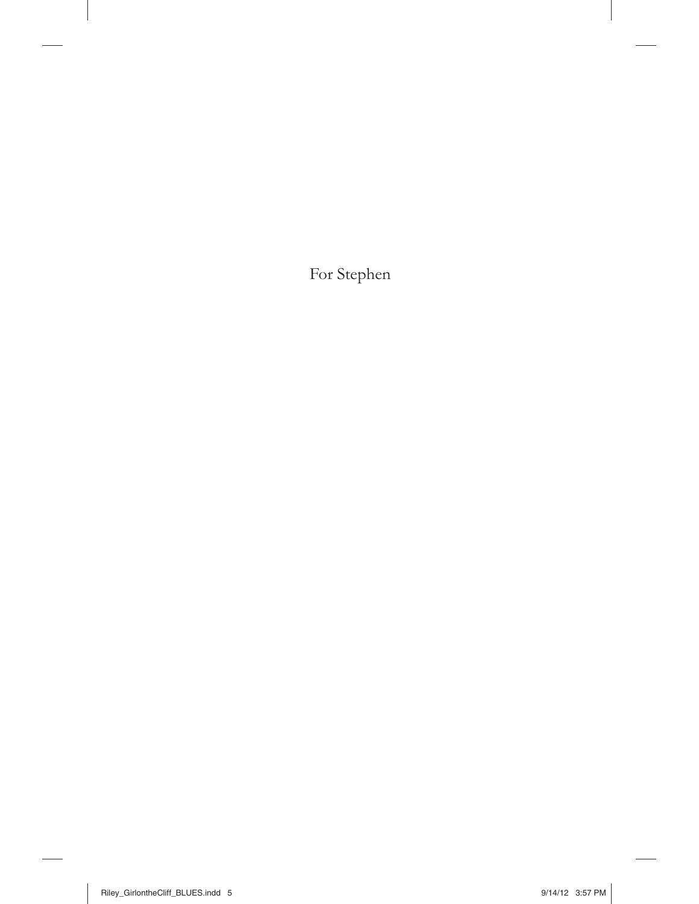For Stephen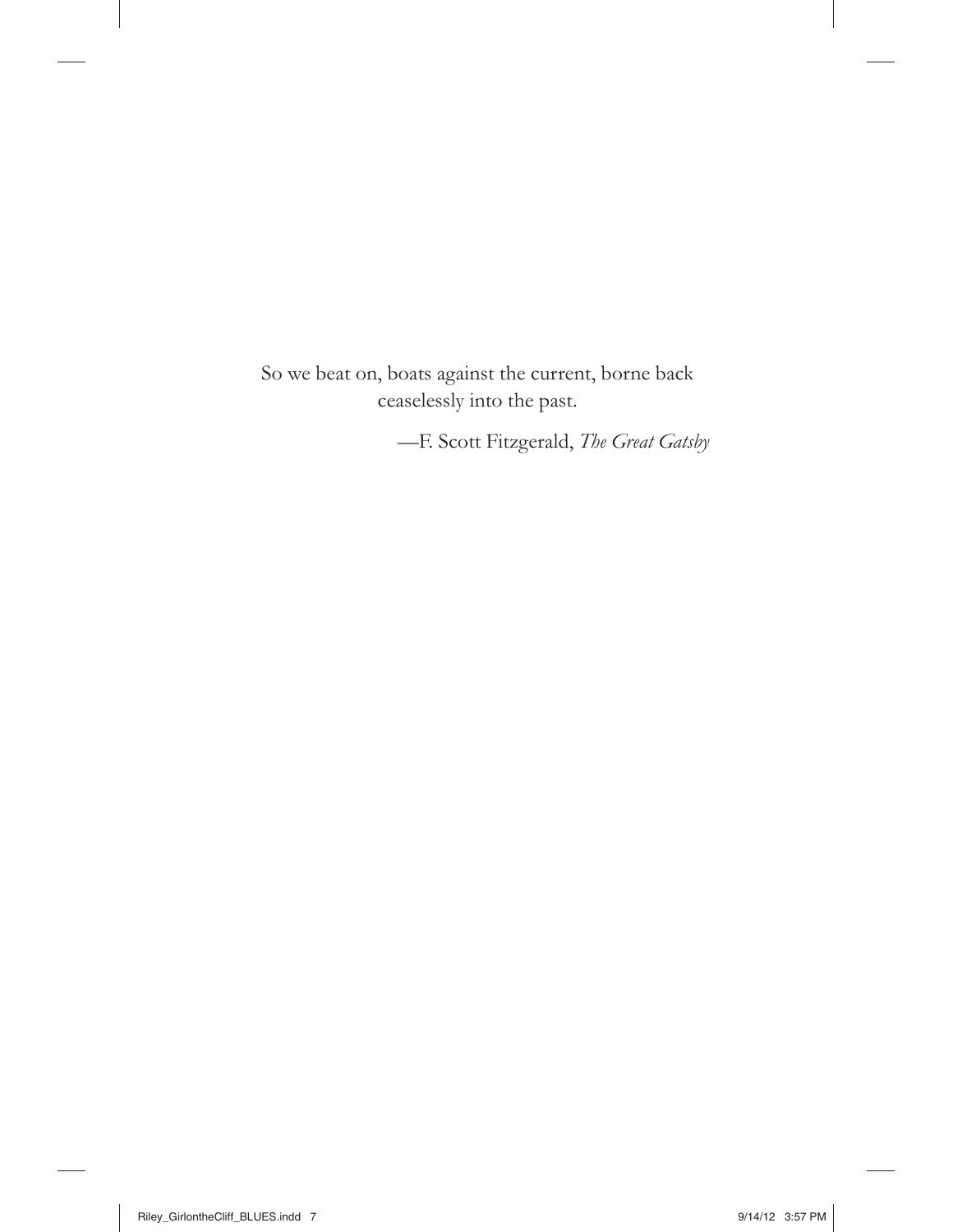So we beat on, boats against the current, borne back ceaselessly into the past.

—F. Scott Fitzgerald, *The Great Gatsby*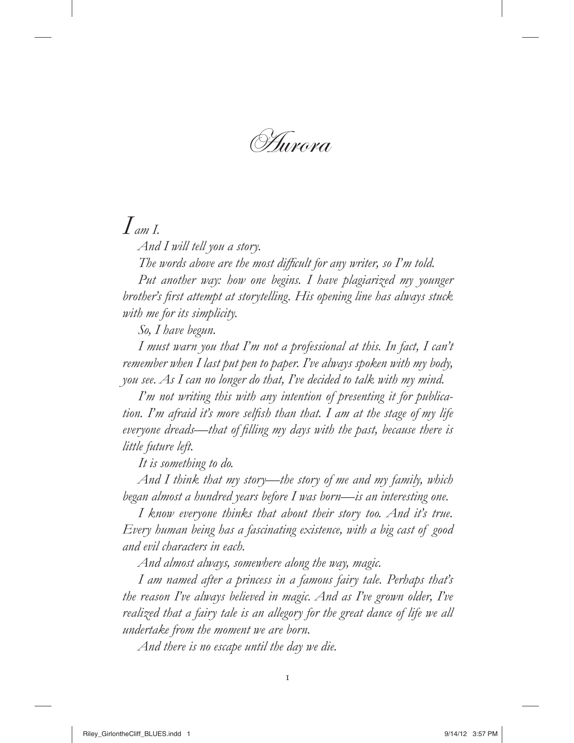# Aurora

*I am I.*

*And I will tell you a story.*

*The words above are the most difficult for any writer, so I'm told.*

*Put another way: how one begins. I have plagiarized my younger brother's first attempt at storytelling. His opening line has always stuck with me for its simplicity.*

*So, I have begun.*

*I must warn you that I'm not a professional at this. In fact, I can't remember when I last put pen to paper. I've always spoken with my body, you see. As I can no longer do that, I've decided to talk with my mind.*

*I'm not writing this with any intention of presenting it for publication. I'm afraid it's more selfish than that. I am at the stage of my life everyone dreads—that of filling my days with the past, because there is little future left.*

*It is something to do.*

*And I think that my story—the story of me and my family, which began almost a hundred years before I was born—is an interesting one.*

*I know everyone thinks that about their story too. And it's true. Every human being has a fascinating existence, with a big cast of good and evil characters in each.*

*And almost always, somewhere along the way, magic.*

*I am named after a princess in a famous fairy tale. Perhaps that's the reason I've always believed in magic. And as I've grown older, I've realized that a fairy tale is an allegory for the great dance of life we all undertake from the moment we are born.*

*And there is no escape until the day we die.*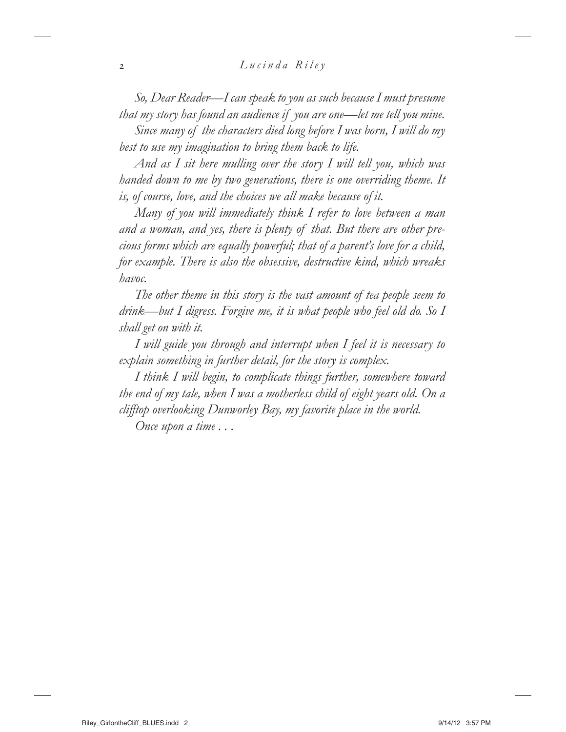*So, Dear Reader—I can speak to you as such because I must presume that my story has found an audience if you are one—let me tell you mine.*

*Since many of the characters died long before I was born, I will do my best to use my imagination to bring them back to life.*

*And as I sit here mulling over the story I will tell you, which was handed down to me by two generations, there is one overriding theme. It is, of course, love, and the choices we all make because of it.*

*Many of you will immediately think I refer to love between a man and a woman, and yes, there is plenty of that. But there are other precious forms which are equally powerful; that of a parent's love for a child, for example. There is also the obsessive, destructive kind, which wreaks havoc.*

*The other theme in this story is the vast amount of tea people seem to drink—but I digress. Forgive me, it is what people who feel old do. So I shall get on with it.*

*I will guide you through and interrupt when I feel it is necessary to explain something in further detail, for the story is complex.*

*I think I will begin, to complicate things further, somewhere toward the end of my tale, when I was a motherless child of eight years old. On a clifftop overlooking Dunworley Bay, my favorite place in the world.*

*Once upon a time . . .*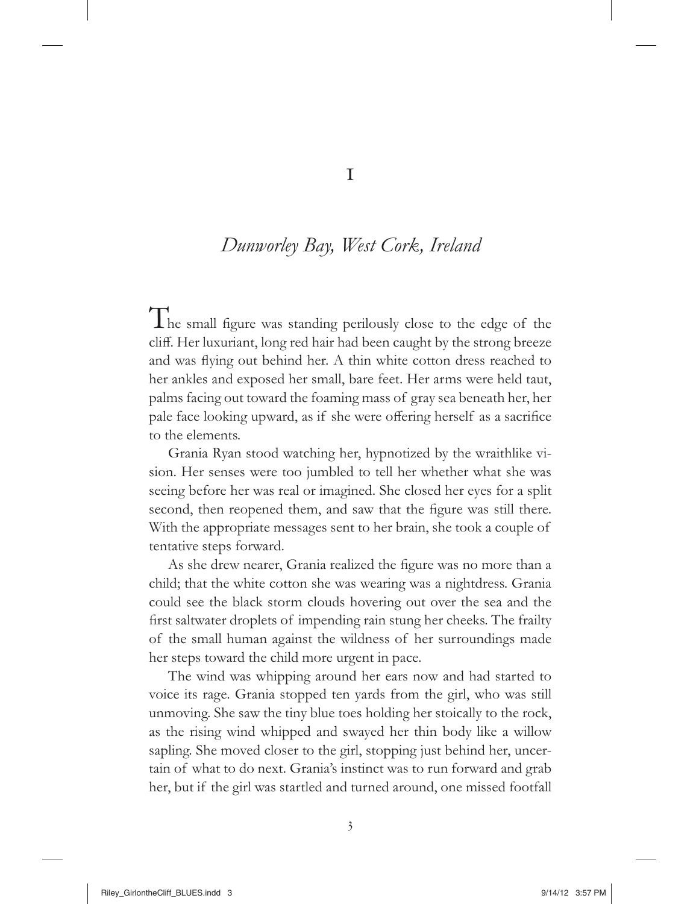# 1

## *Dunworley Bay, West Cork, Ireland*

The small figure was standing perilously close to the edge of the cliff. Her luxuriant, long red hair had been caught by the strong breeze and was flying out behind her. A thin white cotton dress reached to her ankles and exposed her small, bare feet. Her arms were held taut, palms facing out toward the foaming mass of gray sea beneath her, her pale face looking upward, as if she were offering herself as a sacrifice to the elements.

Grania Ryan stood watching her, hypnotized by the wraithlike vision. Her senses were too jumbled to tell her whether what she was seeing before her was real or imagined. She closed her eyes for a split second, then reopened them, and saw that the figure was still there. With the appropriate messages sent to her brain, she took a couple of tentative steps forward.

As she drew nearer, Grania realized the figure was no more than a child; that the white cotton she was wearing was a nightdress. Grania could see the black storm clouds hovering out over the sea and the first saltwater droplets of impending rain stung her cheeks. The frailty of the small human against the wildness of her surroundings made her steps toward the child more urgent in pace.

The wind was whipping around her ears now and had started to voice its rage. Grania stopped ten yards from the girl, who was still unmoving. She saw the tiny blue toes holding her stoically to the rock, as the rising wind whipped and swayed her thin body like a willow sapling. She moved closer to the girl, stopping just behind her, uncertain of what to do next. Grania's instinct was to run forward and grab her, but if the girl was startled and turned around, one missed footfall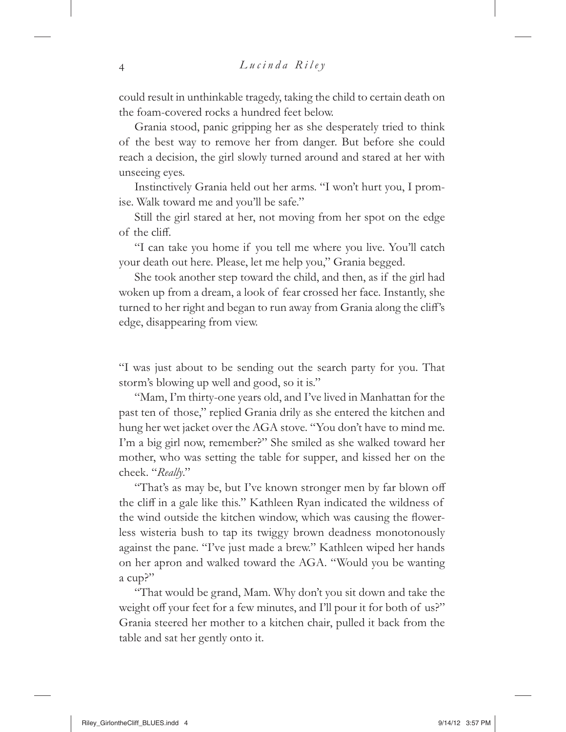could result in unthinkable tragedy, taking the child to certain death on the foam-covered rocks a hundred feet below.

Grania stood, panic gripping her as she desperately tried to think of the best way to remove her from danger. But before she could reach a decision, the girl slowly turned around and stared at her with unseeing eyes.

Instinctively Grania held out her arms. "I won't hurt you, I promise. Walk toward me and you'll be safe."

Still the girl stared at her, not moving from her spot on the edge of the cliff.

"I can take you home if you tell me where you live. You'll catch your death out here. Please, let me help you," Grania begged.

She took another step toward the child, and then, as if the girl had woken up from a dream, a look of fear crossed her face. Instantly, she turned to her right and began to run away from Grania along the cliff's edge, disappearing from view.

"I was just about to be sending out the search party for you. That storm's blowing up well and good, so it is."

"Mam, I'm thirty-one years old, and I've lived in Manhattan for the past ten of those," replied Grania drily as she entered the kitchen and hung her wet jacket over the AGA stove. "You don't have to mind me. I'm a big girl now, remember?" She smiled as she walked toward her mother, who was setting the table for supper, and kissed her on the cheek. "*Really*."

"That's as may be, but I've known stronger men by far blown off the cliff in a gale like this." Kathleen Ryan indicated the wildness of the wind outside the kitchen window, which was causing the flowerless wisteria bush to tap its twiggy brown deadness monotonously against the pane. "I've just made a brew." Kathleen wiped her hands on her apron and walked toward the AGA. "Would you be wanting a cup?"

"That would be grand, Mam. Why don't you sit down and take the weight off your feet for a few minutes, and I'll pour it for both of us?" Grania steered her mother to a kitchen chair, pulled it back from the table and sat her gently onto it.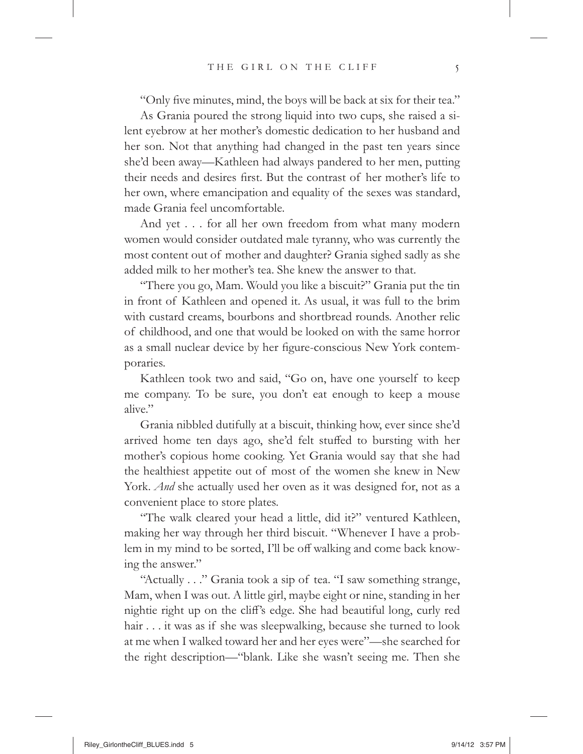"Only five minutes, mind, the boys will be back at six for their tea."

As Grania poured the strong liquid into two cups, she raised a silent eyebrow at her mother's domestic dedication to her husband and her son. Not that anything had changed in the past ten years since she'd been away—Kathleen had always pandered to her men, putting their needs and desires first. But the contrast of her mother's life to her own, where emancipation and equality of the sexes was standard, made Grania feel uncomfortable.

And yet . . . for all her own freedom from what many modern women would consider outdated male tyranny, who was currently the most content out of mother and daughter? Grania sighed sadly as she added milk to her mother's tea. She knew the answer to that.

"There you go, Mam. Would you like a biscuit?" Grania put the tin in front of Kathleen and opened it. As usual, it was full to the brim with custard creams, bourbons and shortbread rounds. Another relic of childhood, and one that would be looked on with the same horror as a small nuclear device by her figure-conscious New York contemporaries.

Kathleen took two and said, "Go on, have one yourself to keep me company. To be sure, you don't eat enough to keep a mouse alive."

Grania nibbled dutifully at a biscuit, thinking how, ever since she'd arrived home ten days ago, she'd felt stuffed to bursting with her mother's copious home cooking. Yet Grania would say that she had the healthiest appetite out of most of the women she knew in New York. *And* she actually used her oven as it was designed for, not as a convenient place to store plates.

"The walk cleared your head a little, did it?" ventured Kathleen, making her way through her third biscuit. "Whenever I have a problem in my mind to be sorted, I'll be off walking and come back knowing the answer."

"Actually . . ." Grania took a sip of tea. "I saw something strange, Mam, when I was out. A little girl, maybe eight or nine, standing in her nightie right up on the cliff's edge. She had beautiful long, curly red hair . . . it was as if she was sleepwalking, because she turned to look at me when I walked toward her and her eyes were"—she searched for the right description—"blank. Like she wasn't seeing me. Then she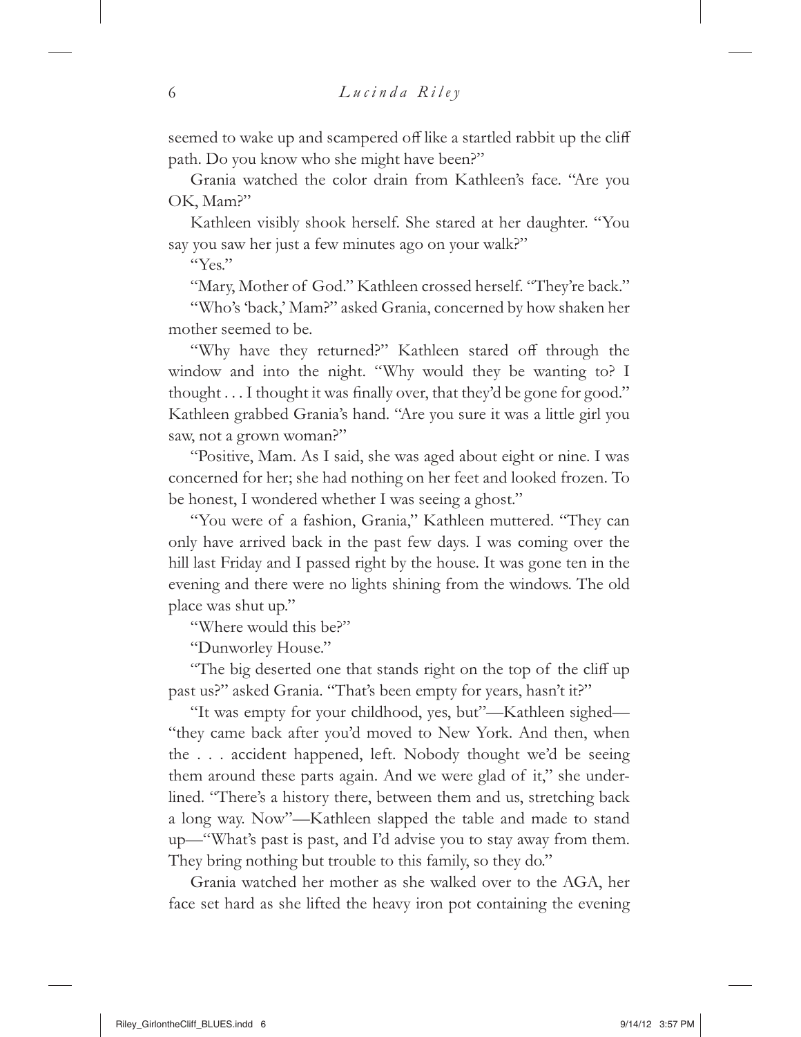seemed to wake up and scampered off like a startled rabbit up the cliff path. Do you know who she might have been?"

Grania watched the color drain from Kathleen's face. "Are you OK, Mam?"

Kathleen visibly shook herself. She stared at her daughter. "You say you saw her just a few minutes ago on your walk?"

"Yes."

"Mary, Mother of God." Kathleen crossed herself. "They're back."

"Who's 'back,' Mam?" asked Grania, concerned by how shaken her mother seemed to be.

"Why have they returned?" Kathleen stared off through the window and into the night. "Why would they be wanting to? I thought . . . I thought it was finally over, that they'd be gone for good." Kathleen grabbed Grania's hand. "Are you sure it was a little girl you saw, not a grown woman?"

"Positive, Mam. As I said, she was aged about eight or nine. I was concerned for her; she had nothing on her feet and looked frozen. To be honest, I wondered whether I was seeing a ghost."

"You were of a fashion, Grania," Kathleen muttered. "They can only have arrived back in the past few days. I was coming over the hill last Friday and I passed right by the house. It was gone ten in the evening and there were no lights shining from the windows. The old place was shut up."

"Where would this be?"

"Dunworley House."

"The big deserted one that stands right on the top of the cliff up past us?" asked Grania. "That's been empty for years, hasn't it?"

"It was empty for your childhood, yes, but"—Kathleen sighed—"they came back after you'd moved to New York. And then, when the . . . accident happened, left. Nobody thought we'd be seeing them around these parts again. And we were glad of it," she underlined. "There's a history there, between them and us, stretching back a long way. Now"—Kathleen slapped the table and made to stand up—"What's past is past, and I'd advise you to stay away from them. They bring nothing but trouble to this family, so they do."

Grania watched her mother as she walked over to the AGA, her face set hard as she lifted the heavy iron pot containing the evening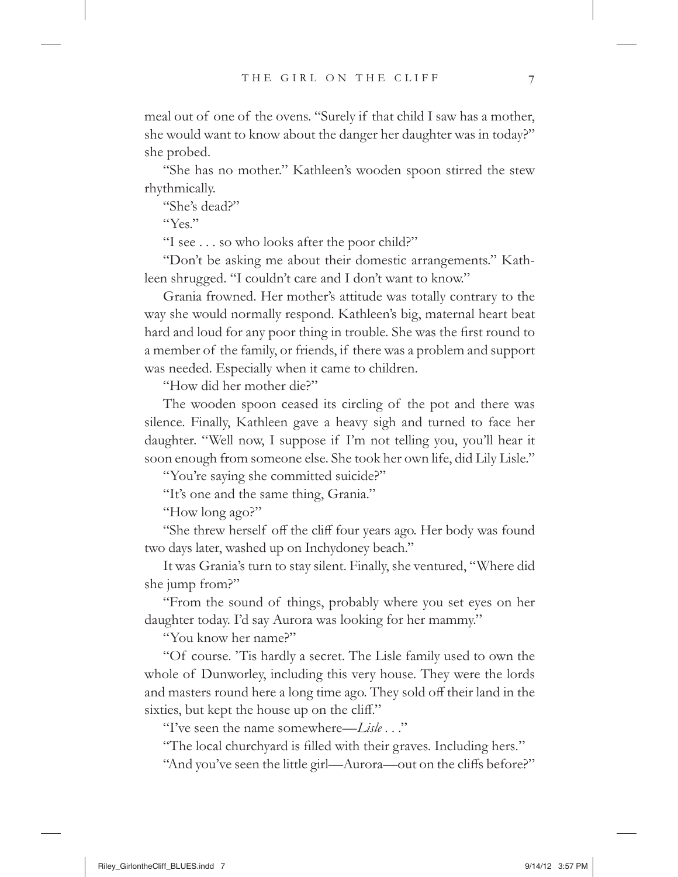meal out of one of the ovens. "Surely if that child I saw has a mother, she would want to know about the danger her daughter was in today?" she probed.

"She has no mother." Kathleen's wooden spoon stirred the stew rhythmically.

"She's dead?"

"Yes."

"I see . . . so who looks after the poor child?"

"Don't be asking me about their domestic arrangements." Kathleen shrugged. "I couldn't care and I don't want to know."

Grania frowned. Her mother's attitude was totally contrary to the way she would normally respond. Kathleen's big, maternal heart beat hard and loud for any poor thing in trouble. She was the first round to a member of the family, or friends, if there was a problem and support was needed. Especially when it came to children.

"How did her mother die?"

The wooden spoon ceased its circling of the pot and there was silence. Finally, Kathleen gave a heavy sigh and turned to face her daughter. "Well now, I suppose if I'm not telling you, you'll hear it soon enough from someone else. She took her own life, did Lily Lisle."

"You're saying she committed suicide?"

"It's one and the same thing, Grania."

"How long ago?"

"She threw herself off the cliff four years ago. Her body was found two days later, washed up on Inchydoney beach."

It was Grania's turn to stay silent. Finally, she ventured, "Where did she jump from?"

"From the sound of things, probably where you set eyes on her daughter today. I'd say Aurora was looking for her mammy."

"You know her name?"

"Of course. 'Tis hardly a secret. The Lisle family used to own the whole of Dunworley, including this very house. They were the lords and masters round here a long time ago. They sold off their land in the sixties, but kept the house up on the cliff."

"I've seen the name somewhere—*Lisle* . . ."

"The local churchyard is filled with their graves. Including hers."

"And you've seen the little girl—Aurora—out on the cliffs before?"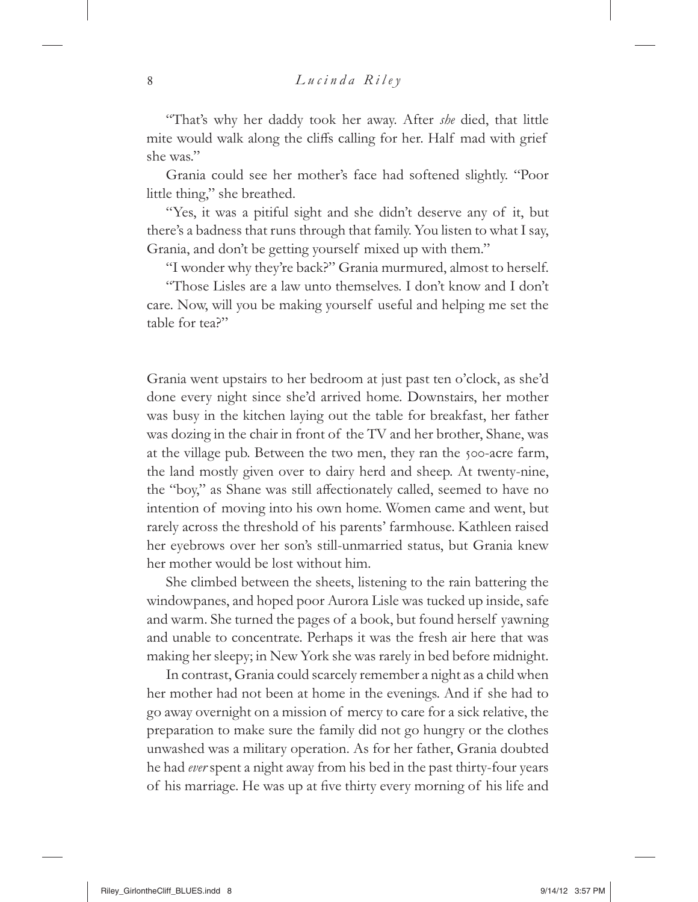"That's why her daddy took her away. After *she* died, that little mite would walk along the cliffs calling for her. Half mad with grief she was."

Grania could see her mother's face had softened slightly. "Poor little thing," she breathed.

"Yes, it was a pitiful sight and she didn't deserve any of it, but there's a badness that runs through that family. You listen to what I say, Grania, and don't be getting yourself mixed up with them."

"I wonder why they're back?" Grania murmured, almost to herself.

"Those Lisles are a law unto themselves. I don't know and I don't care. Now, will you be making yourself useful and helping me set the table for tea?"

Grania went upstairs to her bedroom at just past ten o'clock, as she'd done every night since she'd arrived home. Downstairs, her mother was busy in the kitchen laying out the table for breakfast, her father was dozing in the chair in front of the TV and her brother, Shane, was at the village pub. Between the two men, they ran the 500-acre farm, the land mostly given over to dairy herd and sheep. At twenty-nine, the "boy," as Shane was still affectionately called, seemed to have no intention of moving into his own home. Women came and went, but rarely across the threshold of his parents' farmhouse. Kathleen raised her eyebrows over her son's still-unmarried status, but Grania knew her mother would be lost without him.

She climbed between the sheets, listening to the rain battering the windowpanes, and hoped poor Aurora Lisle was tucked up inside, safe and warm. She turned the pages of a book, but found herself yawning and unable to concentrate. Perhaps it was the fresh air here that was making her sleepy; in New York she was rarely in bed before midnight.

In contrast, Grania could scarcely remember a night as a child when her mother had not been at home in the evenings. And if she had to go away overnight on a mission of mercy to care for a sick relative, the preparation to make sure the family did not go hungry or the clothes unwashed was a military operation. As for her father, Grania doubted he had *ever* spent a night away from his bed in the past thirty-four years of his marriage. He was up at five thirty every morning of his life and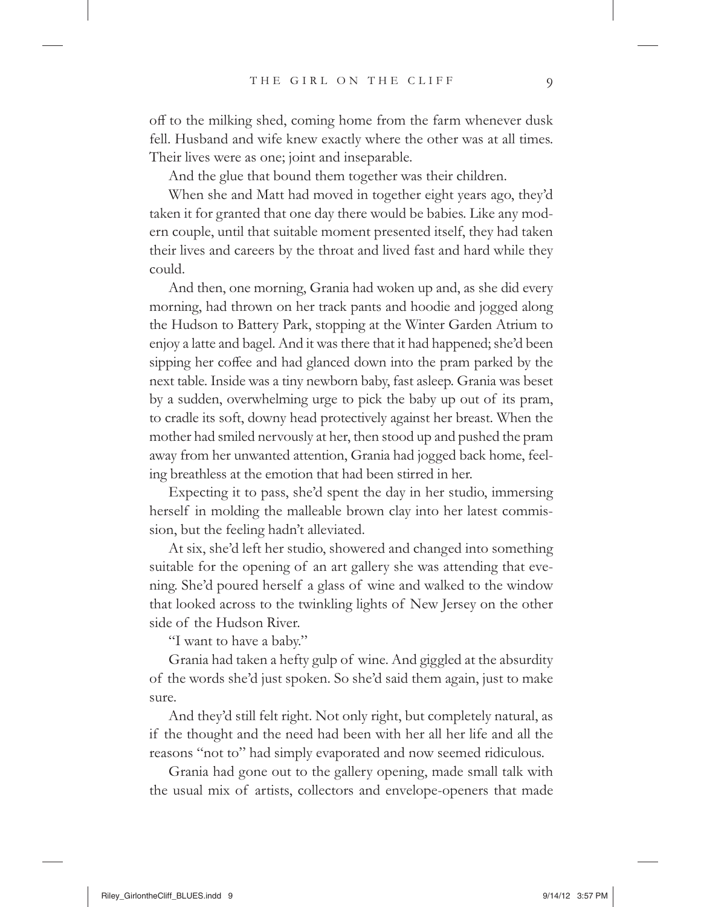off to the milking shed, coming home from the farm whenever dusk fell. Husband and wife knew exactly where the other was at all times. Their lives were as one; joint and inseparable.

And the glue that bound them together was their children.

When she and Matt had moved in together eight years ago, they'd taken it for granted that one day there would be babies. Like any modern couple, until that suitable moment presented itself, they had taken their lives and careers by the throat and lived fast and hard while they could.

And then, one morning, Grania had woken up and, as she did every morning, had thrown on her track pants and hoodie and jogged along the Hudson to Battery Park, stopping at the Winter Garden Atrium to enjoy a latte and bagel. And it was there that it had happened; she'd been sipping her coffee and had glanced down into the pram parked by the next table. Inside was a tiny newborn baby, fast asleep. Grania was beset by a sudden, overwhelming urge to pick the baby up out of its pram, to cradle its soft, downy head protectively against her breast. When the mother had smiled nervously at her, then stood up and pushed the pram away from her unwanted attention, Grania had jogged back home, feeling breathless at the emotion that had been stirred in her.

Expecting it to pass, she'd spent the day in her studio, immersing herself in molding the malleable brown clay into her latest commission, but the feeling hadn't alleviated.

At six, she'd left her studio, showered and changed into something suitable for the opening of an art gallery she was attending that evening. She'd poured herself a glass of wine and walked to the window that looked across to the twinkling lights of New Jersey on the other side of the Hudson River.

"I want to have a baby."

Grania had taken a hefty gulp of wine. And giggled at the absurdity of the words she'd just spoken. So she'd said them again, just to make sure.

And they'd still felt right. Not only right, but completely natural, as if the thought and the need had been with her all her life and all the reasons "not to" had simply evaporated and now seemed ridiculous.

Grania had gone out to the gallery opening, made small talk with the usual mix of artists, collectors and envelope-openers that made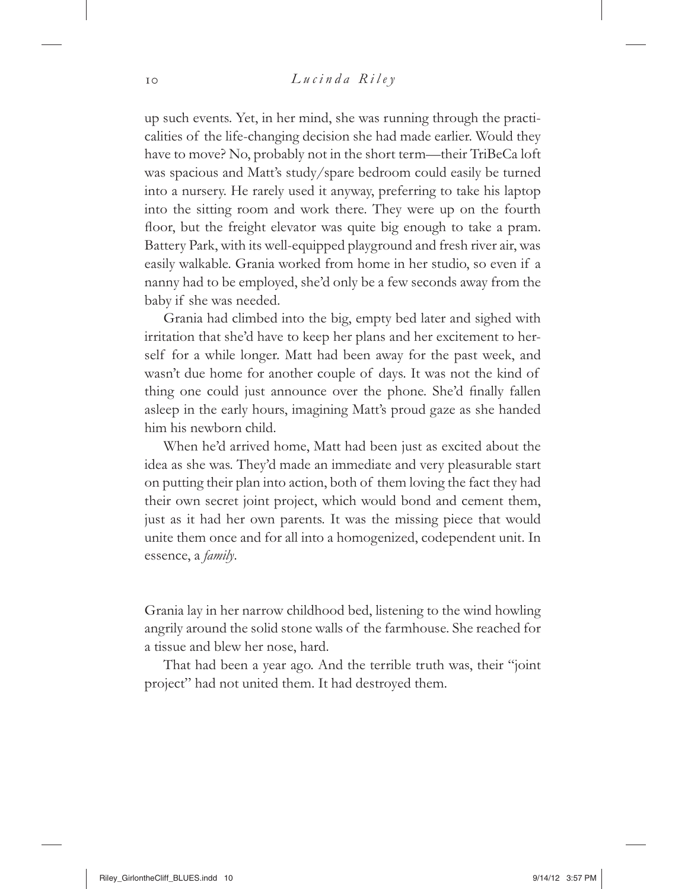up such events. Yet, in her mind, she was running through the practicalities of the life-changing decision she had made earlier. Would they have to move? No, probably not in the short term—their TriBeCa loft was spacious and Matt's study/spare bedroom could easily be turned into a nursery. He rarely used it anyway, preferring to take his laptop into the sitting room and work there. They were up on the fourth floor, but the freight elevator was quite big enough to take a pram. Battery Park, with its well-equipped playground and fresh river air, was easily walkable. Grania worked from home in her studio, so even if a nanny had to be employed, she'd only be a few seconds away from the baby if she was needed.

Grania had climbed into the big, empty bed later and sighed with irritation that she'd have to keep her plans and her excitement to herself for a while longer. Matt had been away for the past week, and wasn't due home for another couple of days. It was not the kind of thing one could just announce over the phone. She'd finally fallen asleep in the early hours, imagining Matt's proud gaze as she handed him his newborn child.

When he'd arrived home, Matt had been just as excited about the idea as she was. They'd made an immediate and very pleasurable start on putting their plan into action, both of them loving the fact they had their own secret joint project, which would bond and cement them, just as it had her own parents. It was the missing piece that would unite them once and for all into a homogenized, codependent unit. In essence, a *family*.

Grania lay in her narrow childhood bed, listening to the wind howling angrily around the solid stone walls of the farmhouse. She reached for a tissue and blew her nose, hard.

That had been a year ago. And the terrible truth was, their "joint project" had not united them. It had destroyed them.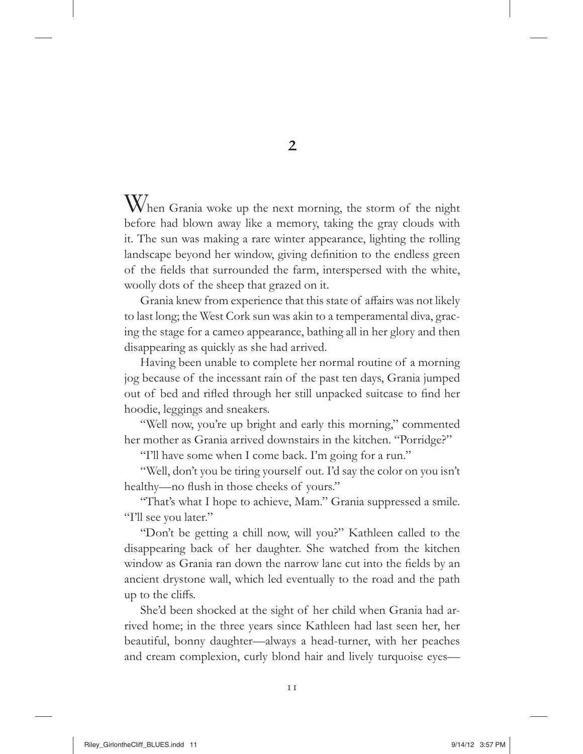## 2

When Grania woke up the next morning, the storm of the night before had blown away like a memory, taking the gray clouds with it. The sun was making a rare winter appearance, lighting the rolling landscape beyond her window, giving definition to the endless green of the fields that surrounded the farm, interspersed with the white, woolly dots of the sheep that grazed on it.

Grania knew from experience that this state of affairs was not likely to last long; the West Cork sun was akin to a temperamental diva, gracing the stage for a cameo appearance, bathing all in her glory and then disappearing as quickly as she had arrived.

Having been unable to complete her normal routine of a morning jog because of the incessant rain of the past ten days, Grania jumped out of bed and rifled through her still unpacked suitcase to find her hoodie, leggings and sneakers.

"Well now, you're up bright and early this morning," commented her mother as Grania arrived downstairs in the kitchen. "Porridge?"

"I'll have some when I come back. I'm going for a run."

"Well, don't you be tiring yourself out. I'd say the color on you isn't healthy—no flush in those cheeks of yours."

"That's what I hope to achieve, Mam." Grania suppressed a smile. "I'll see you later."

"Don't be getting a chill now, will you?" Kathleen called to the disappearing back of her daughter. She watched from the kitchen window as Grania ran down the narrow lane cut into the fields by an ancient drystone wall, which led eventually to the road and the path up to the cliffs.

She'd been shocked at the sight of her child when Grania had arrived home; in the three years since Kathleen had last seen her, her beautiful, bonny daughter—always a head-turner, with her peaches and cream complexion, curly blond hair and lively turquoise eyes—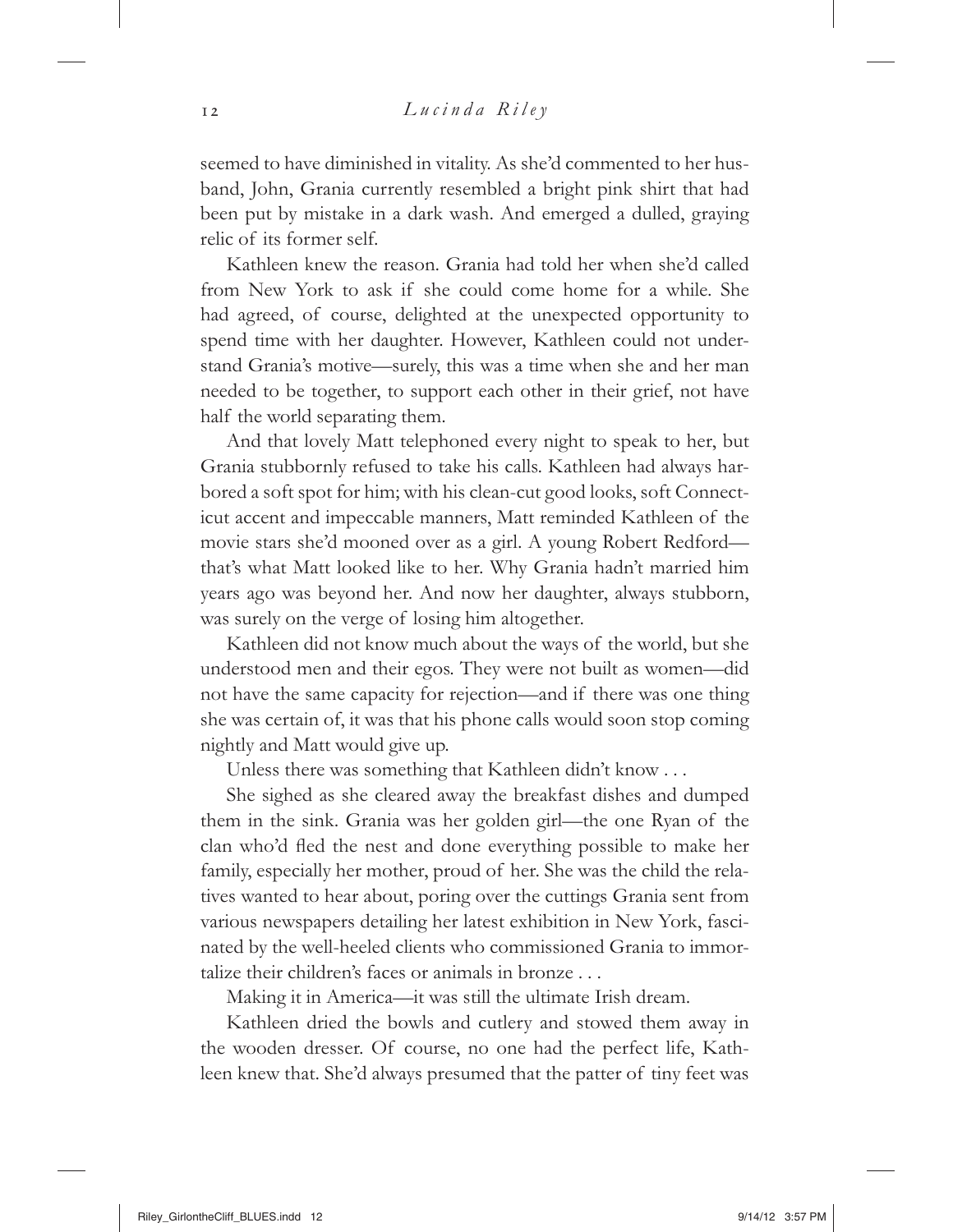seemed to have diminished in vitality. As she'd commented to her husband, John, Grania currently resembled a bright pink shirt that had been put by mistake in a dark wash. And emerged a dulled, graying relic of its former self.

Kathleen knew the reason. Grania had told her when she'd called from New York to ask if she could come home for a while. She had agreed, of course, delighted at the unexpected opportunity to spend time with her daughter. However, Kathleen could not understand Grania's motive—surely, this was a time when she and her man needed to be together, to support each other in their grief, not have half the world separating them.

And that lovely Matt telephoned every night to speak to her, but Grania stubbornly refused to take his calls. Kathleen had always harbored a soft spot for him; with his clean-cut good looks, soft Connecticut accent and impeccable manners, Matt reminded Kathleen of the movie stars she'd mooned over as a girl. A young Robert Redford—that's what Matt looked like to her. Why Grania hadn't married him years ago was beyond her. And now her daughter, always stubborn, was surely on the verge of losing him altogether.

Kathleen did not know much about the ways of the world, but she understood men and their egos. They were not built as women—did not have the same capacity for rejection—and if there was one thing she was certain of, it was that his phone calls would soon stop coming nightly and Matt would give up.

Unless there was something that Kathleen didn't know . . .

She sighed as she cleared away the breakfast dishes and dumped them in the sink. Grania was her golden girl—the one Ryan of the clan who'd fled the nest and done everything possible to make her family, especially her mother, proud of her. She was the child the relatives wanted to hear about, poring over the cuttings Grania sent from various newspapers detailing her latest exhibition in New York, fascinated by the well-heeled clients who commissioned Grania to immortalize their children's faces or animals in bronze . . .

Making it in America—it was still the ultimate Irish dream.

Kathleen dried the bowls and cutlery and stowed them away in the wooden dresser. Of course, no one had the perfect life, Kathleen knew that. She'd always presumed that the patter of tiny feet was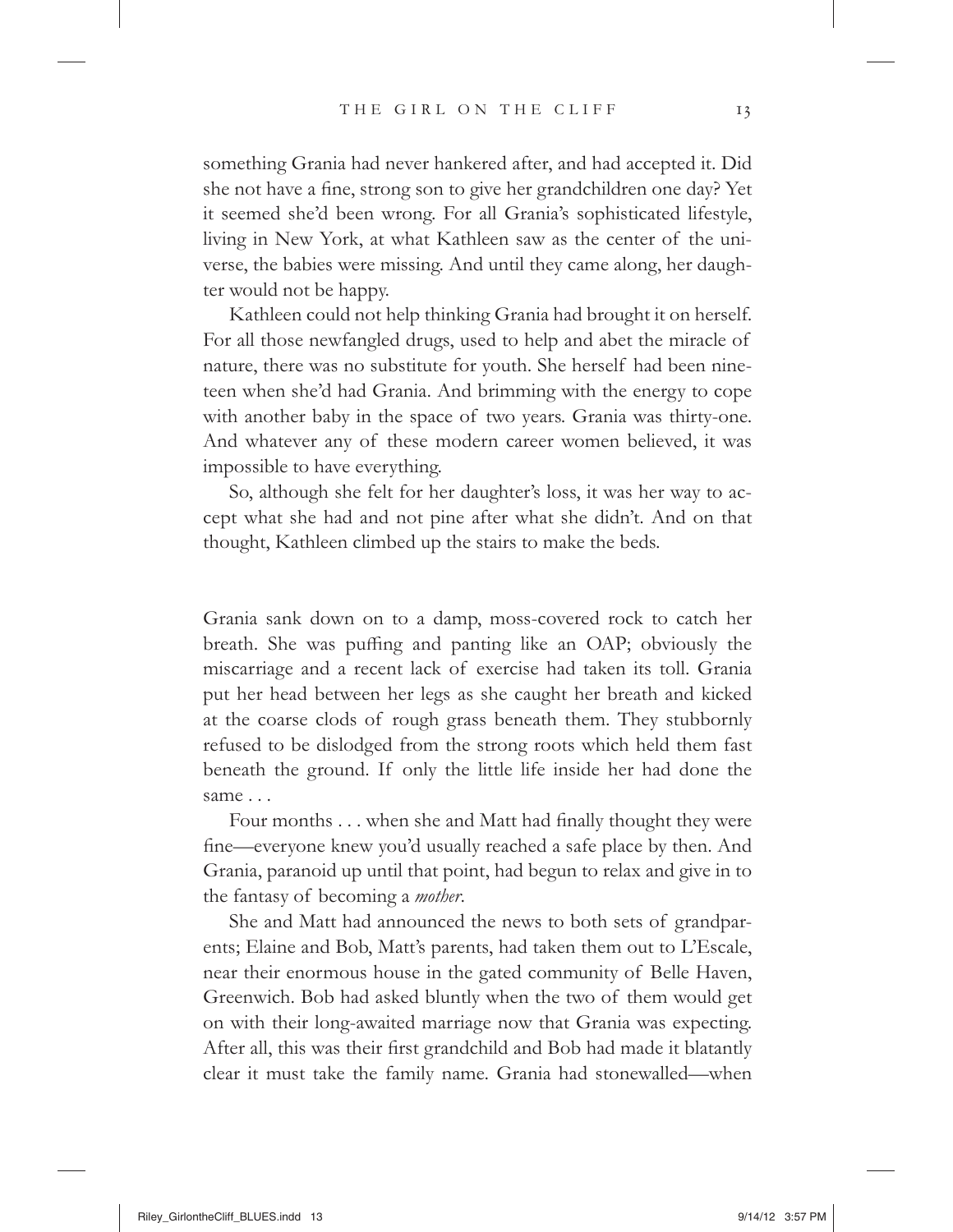something Grania had never hankered after, and had accepted it. Did she not have a fine, strong son to give her grandchildren one day? Yet it seemed she'd been wrong. For all Grania's sophisticated lifestyle, living in New York, at what Kathleen saw as the center of the universe, the babies were missing. And until they came along, her daughter would not be happy.

Kathleen could not help thinking Grania had brought it on herself. For all those newfangled drugs, used to help and abet the miracle of nature, there was no substitute for youth. She herself had been nineteen when she'd had Grania. And brimming with the energy to cope with another baby in the space of two years. Grania was thirty-one. And whatever any of these modern career women believed, it was impossible to have everything.

So, although she felt for her daughter's loss, it was her way to accept what she had and not pine after what she didn't. And on that thought, Kathleen climbed up the stairs to make the beds.

Grania sank down on to a damp, moss-covered rock to catch her breath. She was puffing and panting like an OAP; obviously the miscarriage and a recent lack of exercise had taken its toll. Grania put her head between her legs as she caught her breath and kicked at the coarse clods of rough grass beneath them. They stubbornly refused to be dislodged from the strong roots which held them fast beneath the ground. If only the little life inside her had done the same . . .

Four months . . . when she and Matt had finally thought they were fine—everyone knew you'd usually reached a safe place by then. And Grania, paranoid up until that point, had begun to relax and give in to the fantasy of becoming a *mother*.

She and Matt had announced the news to both sets of grandparents; Elaine and Bob, Matt's parents, had taken them out to L'Escale, near their enormous house in the gated community of Belle Haven, Greenwich. Bob had asked bluntly when the two of them would get on with their long-awaited marriage now that Grania was expecting. After all, this was their first grandchild and Bob had made it blatantly clear it must take the family name. Grania had stonewalled—when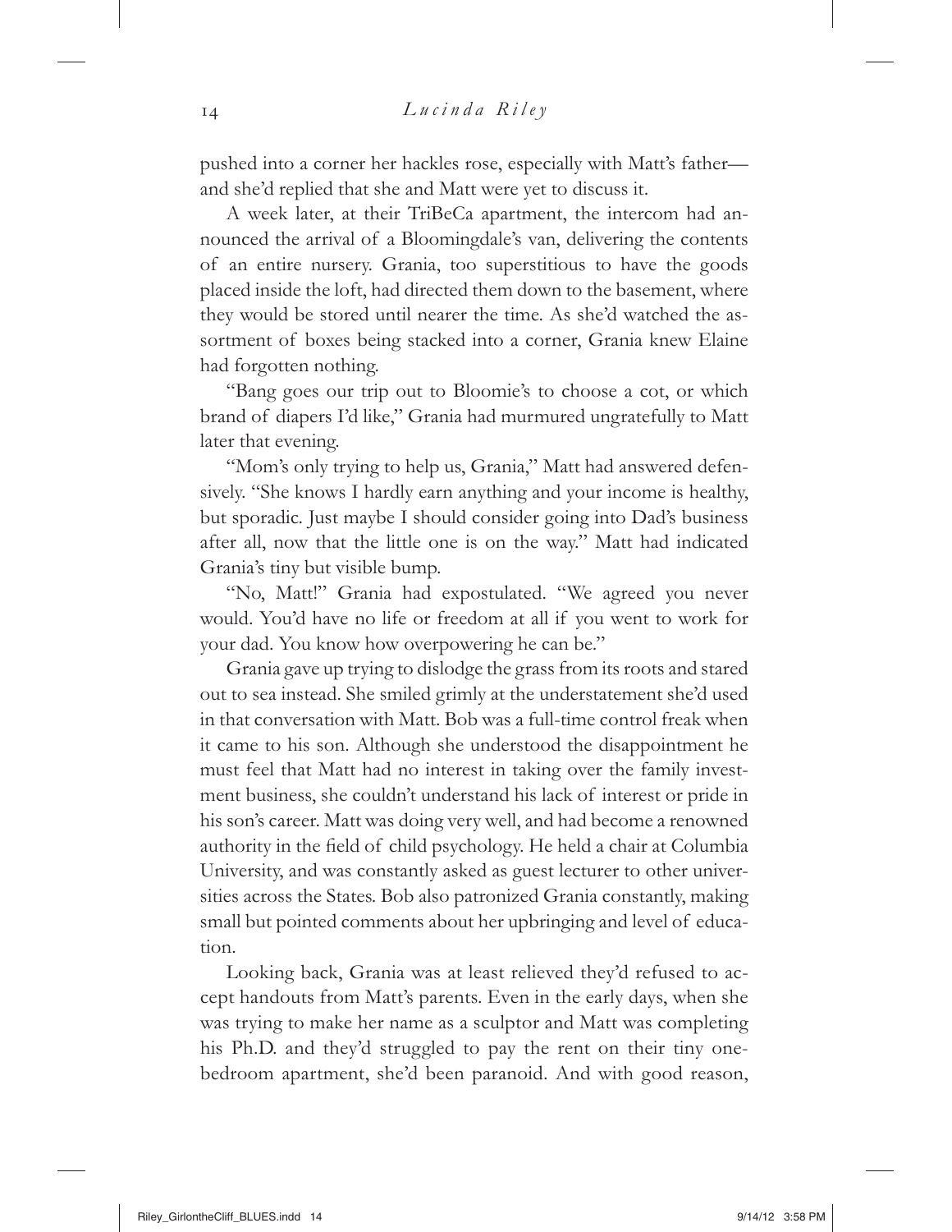pushed into a corner her hackles rose, especially with Matt's father—and she'd replied that she and Matt were yet to discuss it.

A week later, at their TriBeCa apartment, the intercom had announced the arrival of a Bloomingdale's van, delivering the contents of an entire nursery. Grania, too superstitious to have the goods placed inside the loft, had directed them down to the basement, where they would be stored until nearer the time. As she'd watched the assortment of boxes being stacked into a corner, Grania knew Elaine had forgotten nothing.

"Bang goes our trip out to Bloomie's to choose a cot, or which brand of diapers I'd like," Grania had murmured ungratefully to Matt later that evening.

"Mom's only trying to help us, Grania," Matt had answered defensively. "She knows I hardly earn anything and your income is healthy, but sporadic. Just maybe I should consider going into Dad's business after all, now that the little one is on the way." Matt had indicated Grania's tiny but visible bump.

"No, Matt!" Grania had expostulated. "We agreed you never would. You'd have no life or freedom at all if you went to work for your dad. You know how overpowering he can be."

Grania gave up trying to dislodge the grass from its roots and stared out to sea instead. She smiled grimly at the understatement she'd used in that conversation with Matt. Bob was a full-time control freak when it came to his son. Although she understood the disappointment he must feel that Matt had no interest in taking over the family investment business, she couldn't understand his lack of interest or pride in his son's career. Matt was doing very well, and had become a renowned authority in the field of child psychology. He held a chair at Columbia University, and was constantly asked as guest lecturer to other universities across the States. Bob also patronized Grania constantly, making small but pointed comments about her upbringing and level of education.

Looking back, Grania was at least relieved they'd refused to accept handouts from Matt's parents. Even in the early days, when she was trying to make her name as a sculptor and Matt was completing his Ph.D. and they'd struggled to pay the rent on their tiny one-bedroom apartment, she'd been paranoid. And with good reason,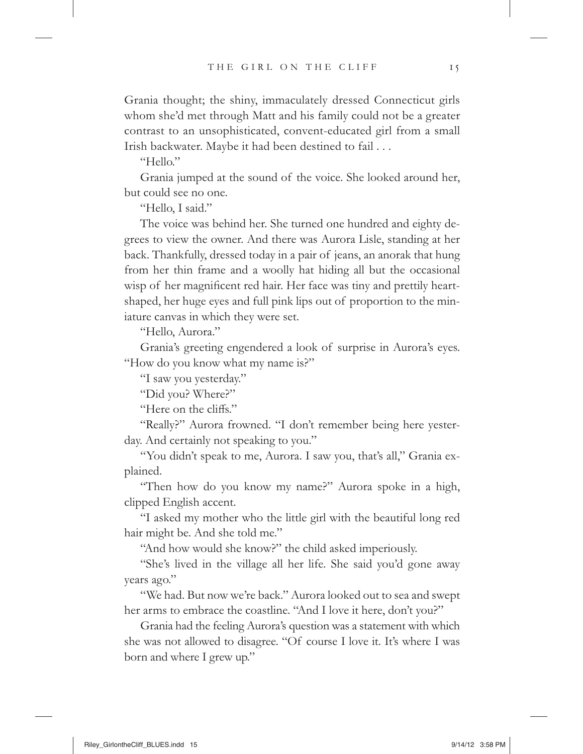Grania thought; the shiny, immaculately dressed Connecticut girls whom she'd met through Matt and his family could not be a greater contrast to an unsophisticated, convent-educated girl from a small Irish backwater. Maybe it had been destined to fail . . .

"Hello."

Grania jumped at the sound of the voice. She looked around her, but could see no one.

"Hello, I said."

The voice was behind her. She turned one hundred and eighty degrees to view the owner. And there was Aurora Lisle, standing at her back. Thankfully, dressed today in a pair of jeans, an anorak that hung from her thin frame and a woolly hat hiding all but the occasional wisp of her magnificent red hair. Her face was tiny and prettily heart-shaped, her huge eyes and full pink lips out of proportion to the miniature canvas in which they were set.

"Hello, Aurora."

Grania's greeting engendered a look of surprise in Aurora's eyes. "How do you know what my name is?"

"I saw you yesterday."

"Did you? Where?"

"Here on the cliffs."

"Really?" Aurora frowned. "I don't remember being here yesterday. And certainly not speaking to you."

"You didn't speak to me, Aurora. I saw you, that's all," Grania explained.

"Then how do you know my name?" Aurora spoke in a high, clipped English accent.

"I asked my mother who the little girl with the beautiful long red hair might be. And she told me."

"And how would she know?" the child asked imperiously.

"She's lived in the village all her life. She said you'd gone away years ago."

"We had. But now we're back." Aurora looked out to sea and swept her arms to embrace the coastline. "And I love it here, don't you?"

Grania had the feeling Aurora's question was a statement with which she was not allowed to disagree. "Of course I love it. It's where I was born and where I grew up."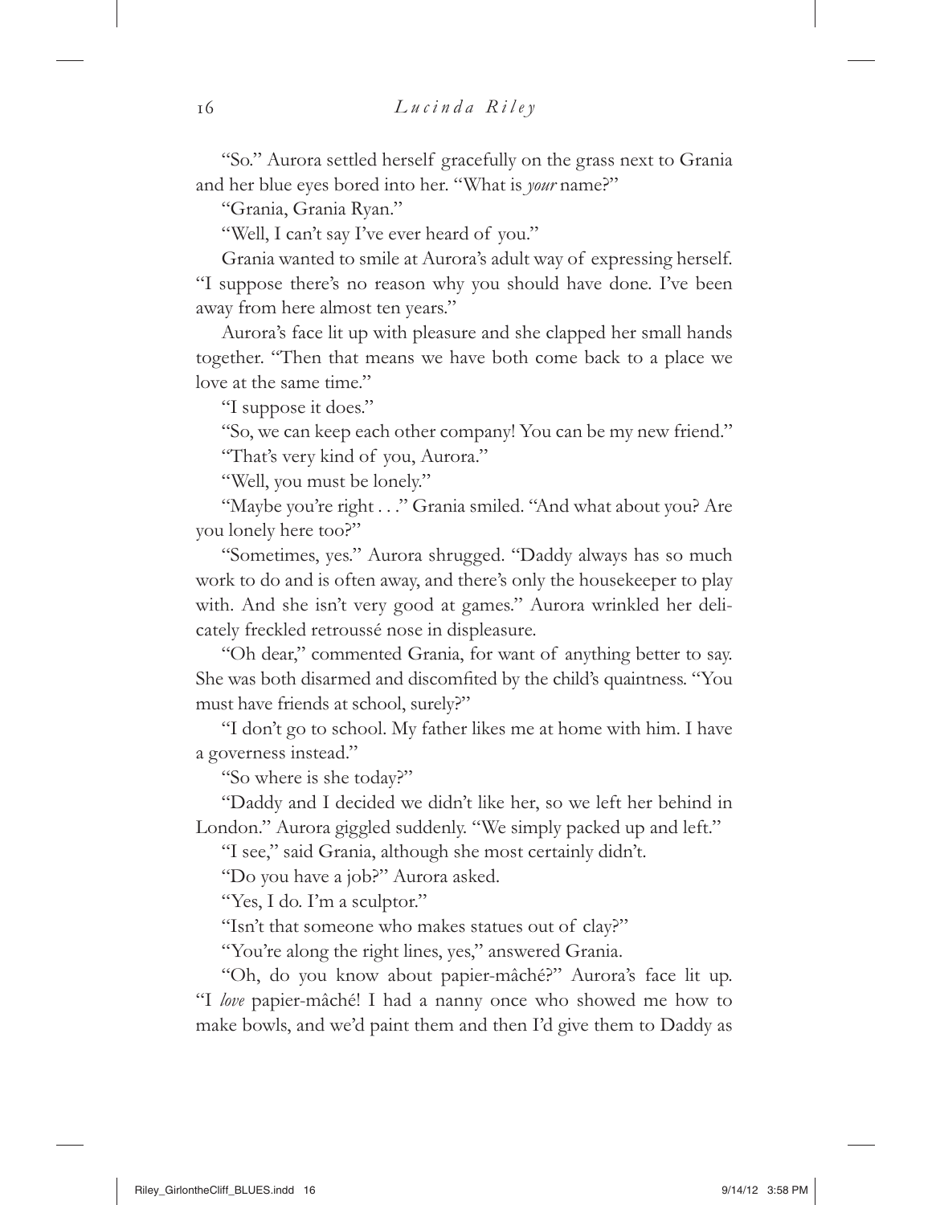"So." Aurora settled herself gracefully on the grass next to Grania and her blue eyes bored into her. "What is *your* name?"

"Grania, Grania Ryan."

"Well, I can't say I've ever heard of you."

Grania wanted to smile at Aurora's adult way of expressing herself. "I suppose there's no reason why you should have done. I've been away from here almost ten years."

Aurora's face lit up with pleasure and she clapped her small hands together. "Then that means we have both come back to a place we love at the same time."

"I suppose it does."

"So, we can keep each other company! You can be my new friend."

"That's very kind of you, Aurora."

"Well, you must be lonely."

"Maybe you're right . . ." Grania smiled. "And what about you? Are you lonely here too?"

"Sometimes, yes." Aurora shrugged. "Daddy always has so much work to do and is often away, and there's only the housekeeper to play with. And she isn't very good at games." Aurora wrinkled her delicately freckled retroussé nose in displeasure.

"Oh dear," commented Grania, for want of anything better to say. She was both disarmed and discomfited by the child's quaintness. "You must have friends at school, surely?"

"I don't go to school. My father likes me at home with him. I have a governess instead."

"So where is she today?"

"Daddy and I decided we didn't like her, so we left her behind in London." Aurora giggled suddenly. "We simply packed up and left."

"I see," said Grania, although she most certainly didn't.

"Do you have a job?" Aurora asked.

"Yes, I do. I'm a sculptor."

"Isn't that someone who makes statues out of clay?"

"You're along the right lines, yes," answered Grania.

"Oh, do you know about papier-mâché?" Aurora's face lit up. "I *love* papier-mâché! I had a nanny once who showed me how to make bowls, and we'd paint them and then I'd give them to Daddy as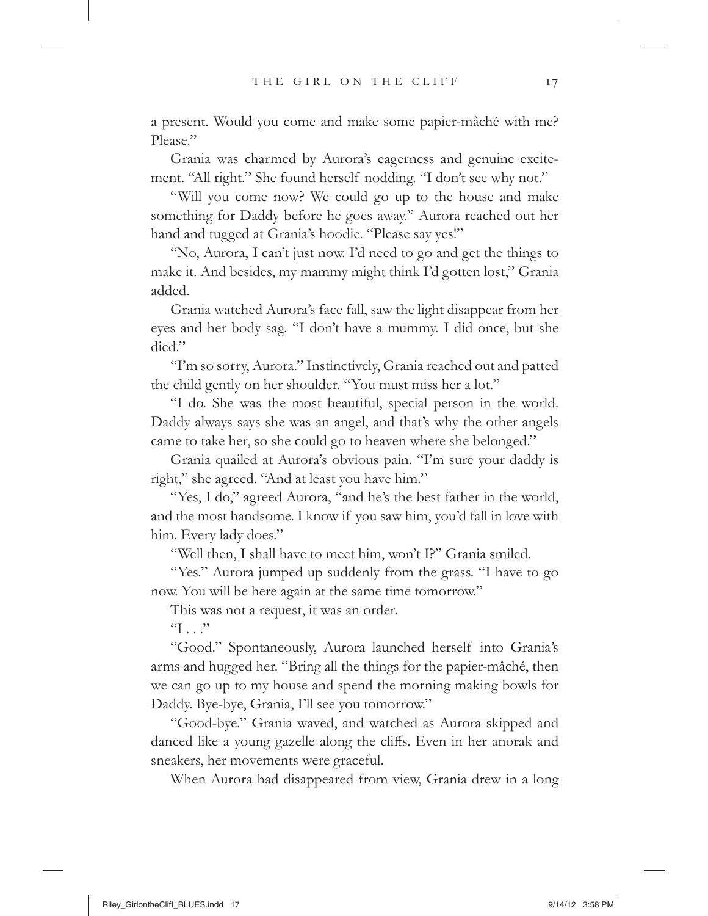a present. Would you come and make some papier-mâché with me? Please."

Grania was charmed by Aurora's eagerness and genuine excitement. "All right." She found herself nodding. "I don't see why not."

"Will you come now? We could go up to the house and make something for Daddy before he goes away." Aurora reached out her hand and tugged at Grania's hoodie. "Please say yes!"

"No, Aurora, I can't just now. I'd need to go and get the things to make it. And besides, my mammy might think I'd gotten lost," Grania added.

Grania watched Aurora's face fall, saw the light disappear from her eyes and her body sag. "I don't have a mummy. I did once, but she died."

"I'm so sorry, Aurora." Instinctively, Grania reached out and patted the child gently on her shoulder. "You must miss her a lot."

"I do. She was the most beautiful, special person in the world. Daddy always says she was an angel, and that's why the other angels came to take her, so she could go to heaven where she belonged."

Grania quailed at Aurora's obvious pain. "I'm sure your daddy is right," she agreed. "And at least you have him."

"Yes, I do," agreed Aurora, "and he's the best father in the world, and the most handsome. I know if you saw him, you'd fall in love with him. Every lady does."

"Well then, I shall have to meet him, won't I?" Grania smiled.

"Yes." Aurora jumped up suddenly from the grass. "I have to go now. You will be here again at the same time tomorrow."

This was not a request, it was an order.

"I . . ."

"Good." Spontaneously, Aurora launched herself into Grania's arms and hugged her. "Bring all the things for the papier-mâché, then we can go up to my house and spend the morning making bowls for Daddy. Bye-bye, Grania, I'll see you tomorrow."

"Good-bye." Grania waved, and watched as Aurora skipped and danced like a young gazelle along the cliffs. Even in her anorak and sneakers, her movements were graceful.

When Aurora had disappeared from view, Grania drew in a long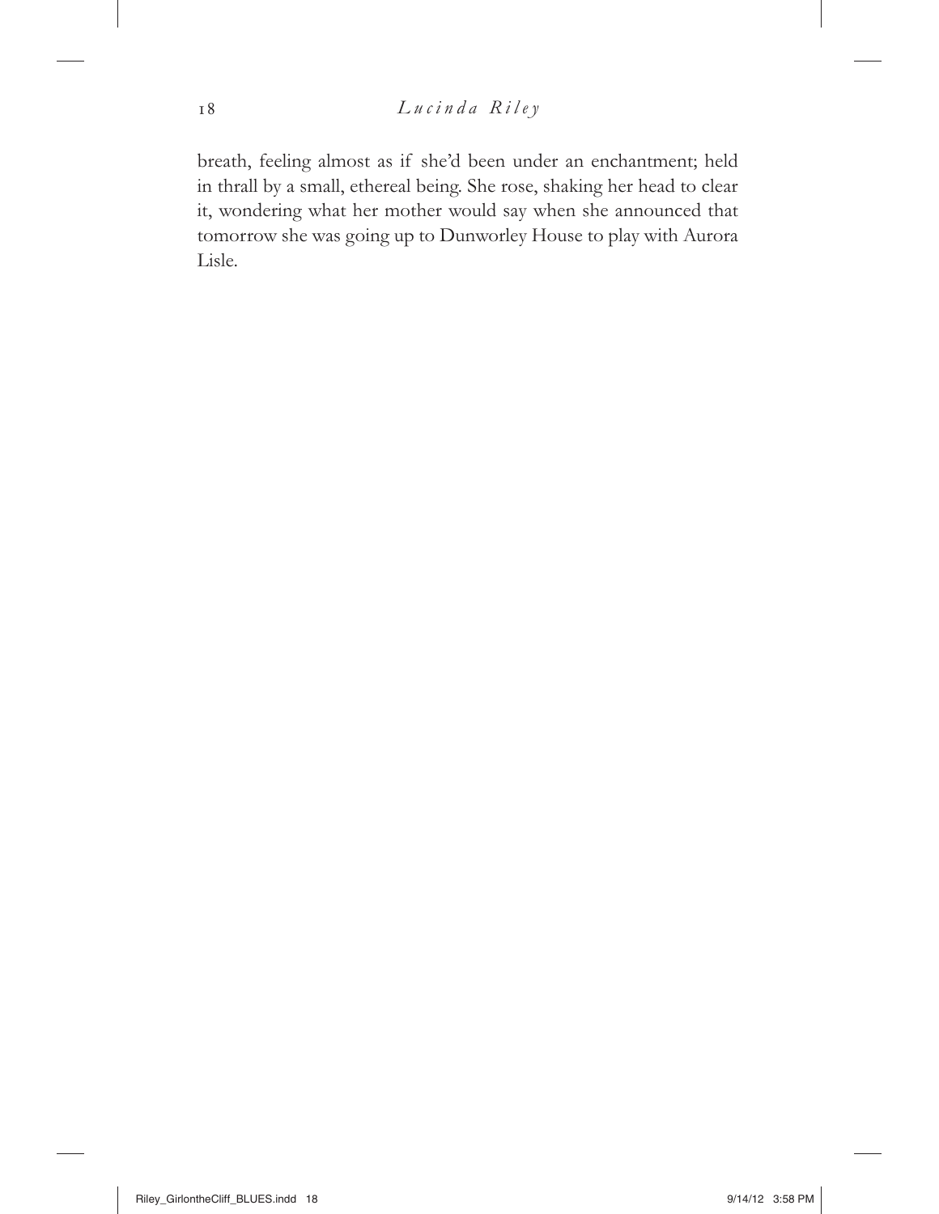breath, feeling almost as if she'd been under an enchantment; held in thrall by a small, ethereal being. She rose, shaking her head to clear it, wondering what her mother would say when she announced that tomorrow she was going up to Dunworley House to play with Aurora Lisle.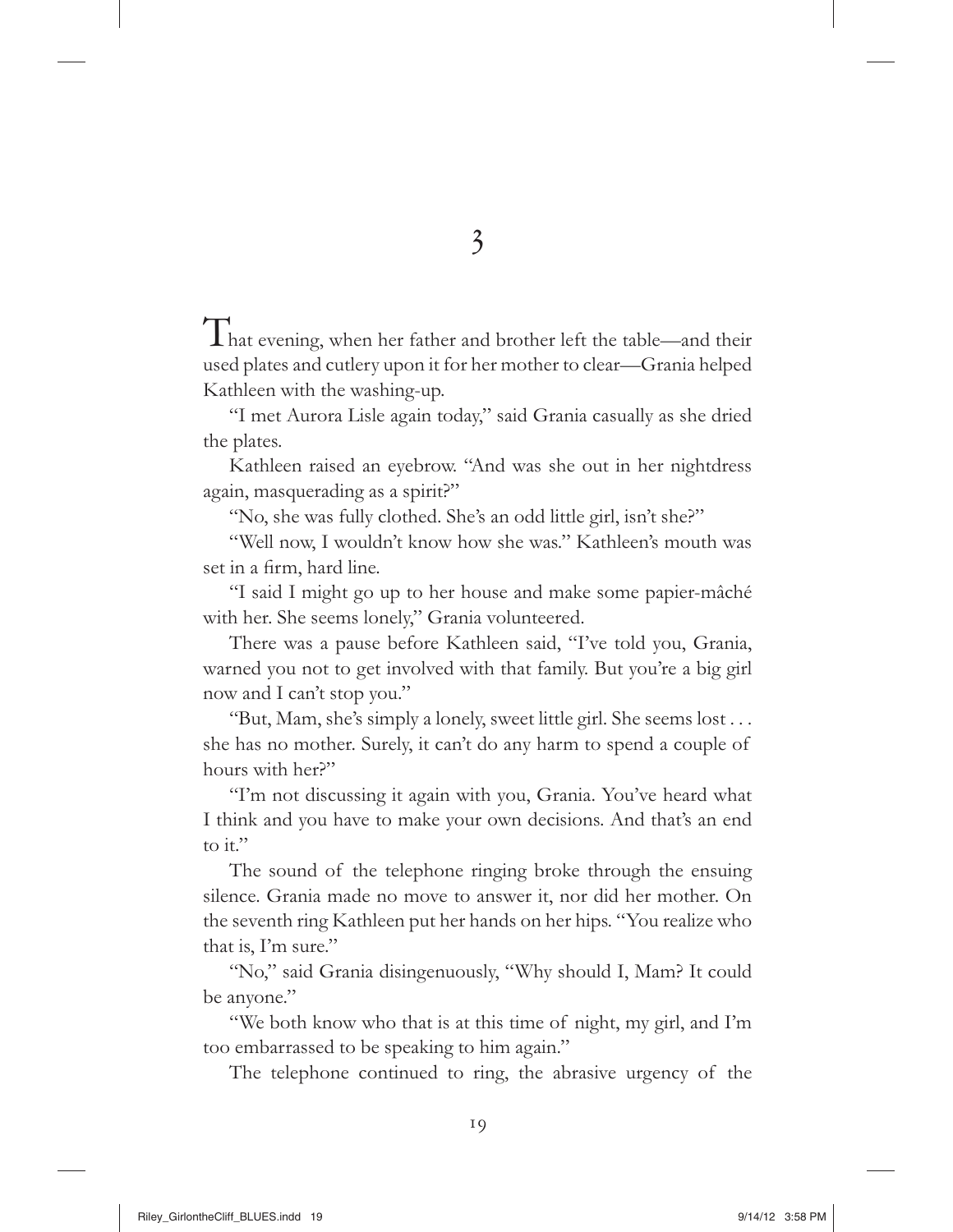# 3

That evening, when her father and brother left the table—and their used plates and cutlery upon it for her mother to clear—Grania helped Kathleen with the washing-up.

"I met Aurora Lisle again today," said Grania casually as she dried the plates.

Kathleen raised an eyebrow. "And was she out in her nightdress again, masquerading as a spirit?"

"No, she was fully clothed. She's an odd little girl, isn't she?"

"Well now, I wouldn't know how she was." Kathleen's mouth was set in a firm, hard line.

"I said I might go up to her house and make some papier-mâché with her. She seems lonely," Grania volunteered.

There was a pause before Kathleen said, "I've told you, Grania, warned you not to get involved with that family. But you're a big girl now and I can't stop you."

"But, Mam, she's simply a lonely, sweet little girl. She seems lost . . . she has no mother. Surely, it can't do any harm to spend a couple of hours with her?"

"I'm not discussing it again with you, Grania. You've heard what I think and you have to make your own decisions. And that's an end to it."

The sound of the telephone ringing broke through the ensuing silence. Grania made no move to answer it, nor did her mother. On the seventh ring Kathleen put her hands on her hips. "You realize who that is, I'm sure."

"No," said Grania disingenuously, "Why should I, Mam? It could be anyone."

"We both know who that is at this time of night, my girl, and I'm too embarrassed to be speaking to him again."

The telephone continued to ring, the abrasive urgency of the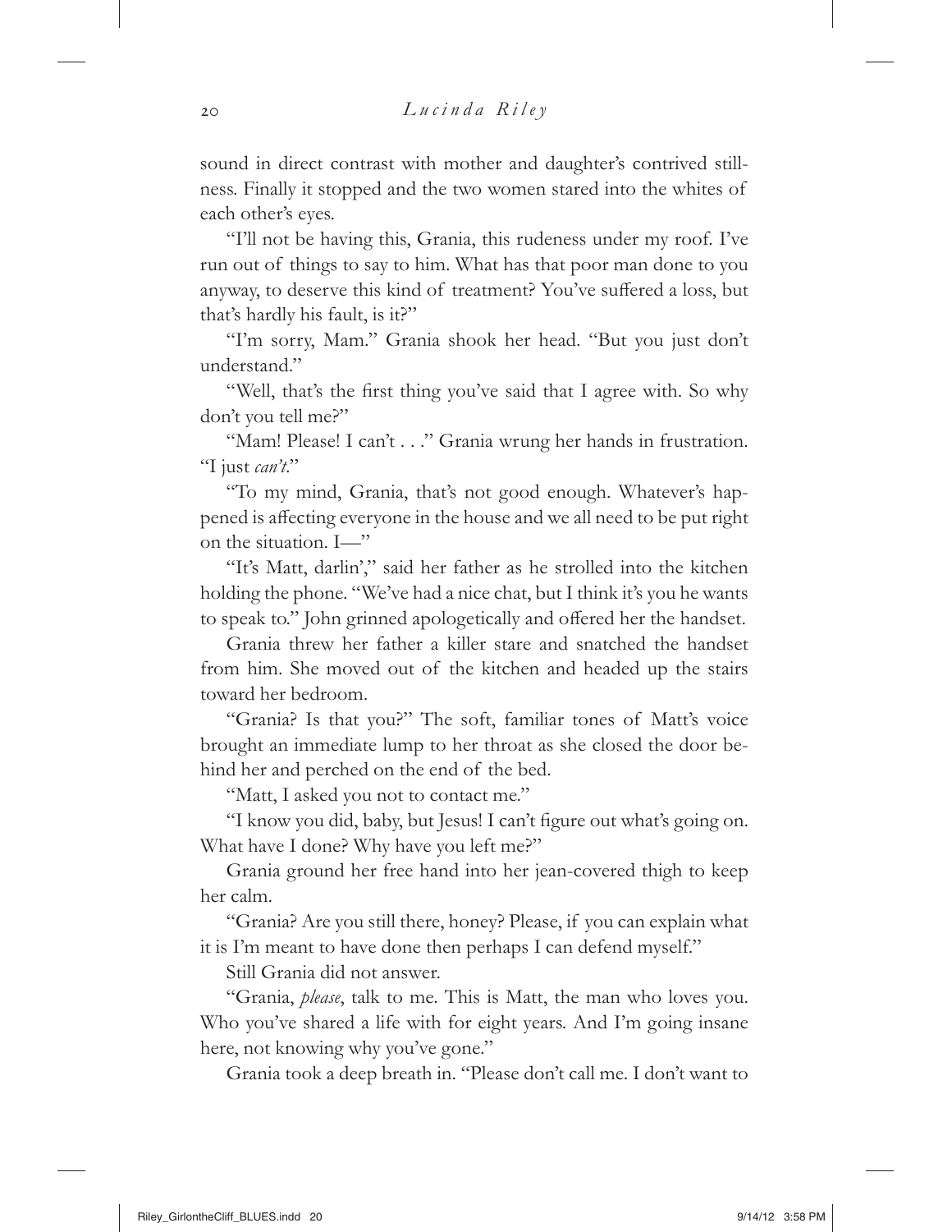sound in direct contrast with mother and daughter's contrived stillness. Finally it stopped and the two women stared into the whites of each other's eyes.

"I'll not be having this, Grania, this rudeness under my roof. I've run out of things to say to him. What has that poor man done to you anyway, to deserve this kind of treatment? You've suffered a loss, but that's hardly his fault, is it?"

"I'm sorry, Mam." Grania shook her head. "But you just don't understand."

"Well, that's the first thing you've said that I agree with. So why don't you tell me?"

"Mam! Please! I can't . . ." Grania wrung her hands in frustration. "I just *can't*."

"To my mind, Grania, that's not good enough. Whatever's happened is affecting everyone in the house and we all need to be put right on the situation. I—"

"It's Matt, darlin'," said her father as he strolled into the kitchen holding the phone. "We've had a nice chat, but I think it's you he wants to speak to." John grinned apologetically and offered her the handset.

Grania threw her father a killer stare and snatched the handset from him. She moved out of the kitchen and headed up the stairs toward her bedroom.

"Grania? Is that you?" The soft, familiar tones of Matt's voice brought an immediate lump to her throat as she closed the door behind her and perched on the end of the bed.

"Matt, I asked you not to contact me."

"I know you did, baby, but Jesus! I can't figure out what's going on. What have I done? Why have you left me?"

Grania ground her free hand into her jean-covered thigh to keep her calm.

"Grania? Are you still there, honey? Please, if you can explain what it is I'm meant to have done then perhaps I can defend myself."

Still Grania did not answer.

"Grania, *please*, talk to me. This is Matt, the man who loves you. Who you've shared a life with for eight years. And I'm going insane here, not knowing why you've gone."

Grania took a deep breath in. "Please don't call me. I don't want to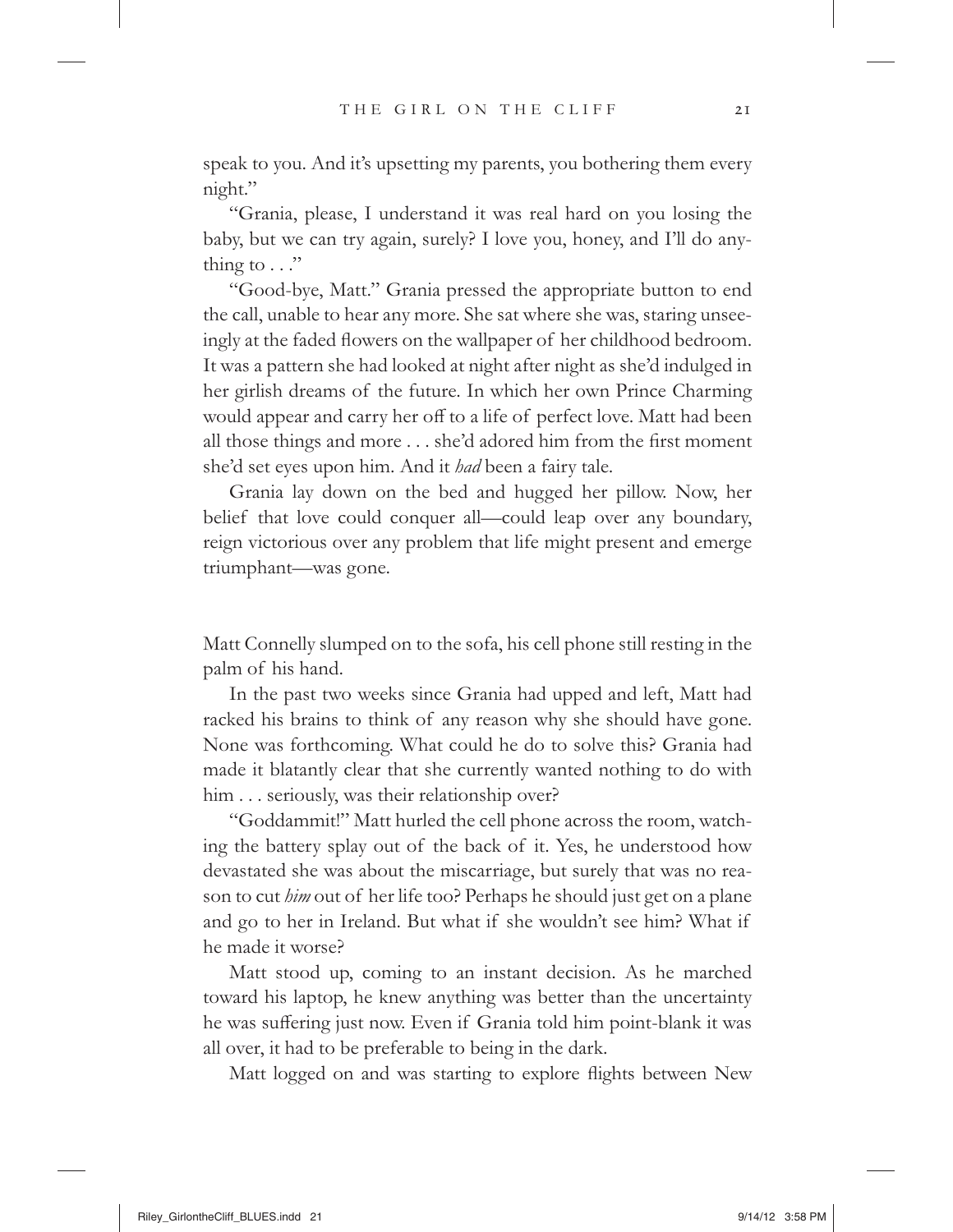speak to you. And it's upsetting my parents, you bothering them every night."

"Grania, please, I understand it was real hard on you losing the baby, but we can try again, surely? I love you, honey, and I'll do anything to . . ."

"Good-bye, Matt." Grania pressed the appropriate button to end the call, unable to hear any more. She sat where she was, staring unseeingly at the faded flowers on the wallpaper of her childhood bedroom. It was a pattern she had looked at night after night as she'd indulged in her girlish dreams of the future. In which her own Prince Charming would appear and carry her off to a life of perfect love. Matt had been all those things and more . . . she'd adored him from the first moment she'd set eyes upon him. And it *had* been a fairy tale.

Grania lay down on the bed and hugged her pillow. Now, her belief that love could conquer all—could leap over any boundary, reign victorious over any problem that life might present and emerge triumphant—was gone.

Matt Connelly slumped on to the sofa, his cell phone still resting in the palm of his hand.

In the past two weeks since Grania had upped and left, Matt had racked his brains to think of any reason why she should have gone. None was forthcoming. What could he do to solve this? Grania had made it blatantly clear that she currently wanted nothing to do with him . . . seriously, was their relationship over?

"Goddammit!" Matt hurled the cell phone across the room, watching the battery splay out of the back of it. Yes, he understood how devastated she was about the miscarriage, but surely that was no reason to cut *him* out of her life too? Perhaps he should just get on a plane and go to her in Ireland. But what if she wouldn't see him? What if he made it worse?

Matt stood up, coming to an instant decision. As he marched toward his laptop, he knew anything was better than the uncertainty he was suffering just now. Even if Grania told him point-blank it was all over, it had to be preferable to being in the dark.

Matt logged on and was starting to explore flights between New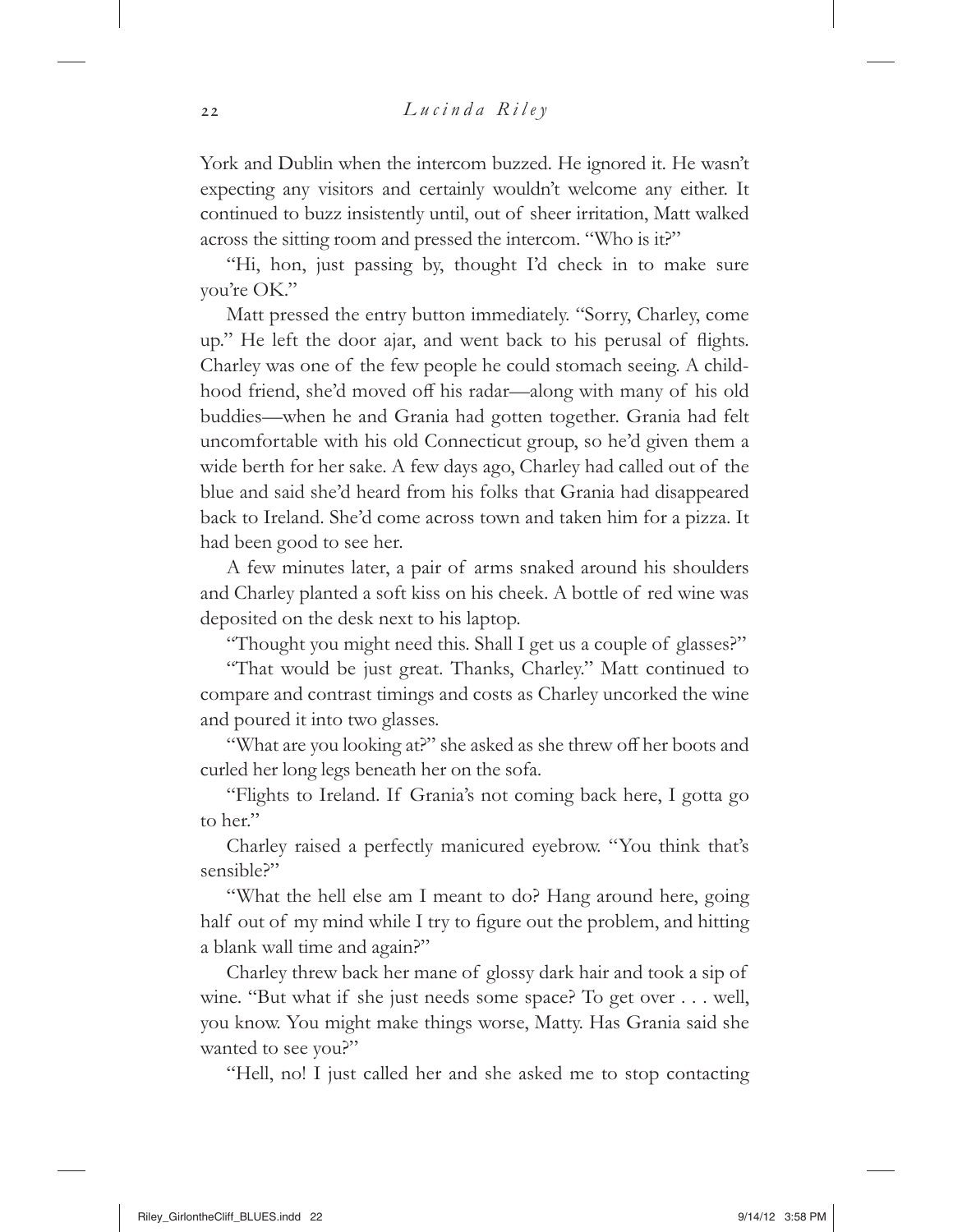York and Dublin when the intercom buzzed. He ignored it. He wasn't expecting any visitors and certainly wouldn't welcome any either. It continued to buzz insistently until, out of sheer irritation, Matt walked across the sitting room and pressed the intercom. "Who is it?"

"Hi, hon, just passing by, thought I'd check in to make sure you're OK."

Matt pressed the entry button immediately. "Sorry, Charley, come up." He left the door ajar, and went back to his perusal of flights. Charley was one of the few people he could stomach seeing. A childhood friend, she'd moved off his radar—along with many of his old buddies—when he and Grania had gotten together. Grania had felt uncomfortable with his old Connecticut group, so he'd given them a wide berth for her sake. A few days ago, Charley had called out of the blue and said she'd heard from his folks that Grania had disappeared back to Ireland. She'd come across town and taken him for a pizza. It had been good to see her.

A few minutes later, a pair of arms snaked around his shoulders and Charley planted a soft kiss on his cheek. A bottle of red wine was deposited on the desk next to his laptop.

"Thought you might need this. Shall I get us a couple of glasses?"

"That would be just great. Thanks, Charley." Matt continued to compare and contrast timings and costs as Charley uncorked the wine and poured it into two glasses.

"What are you looking at?" she asked as she threw off her boots and curled her long legs beneath her on the sofa.

"Flights to Ireland. If Grania's not coming back here, I gotta go to her."

Charley raised a perfectly manicured eyebrow. "You think that's sensible?"

"What the hell else am I meant to do? Hang around here, going half out of my mind while I try to figure out the problem, and hitting a blank wall time and again?"

Charley threw back her mane of glossy dark hair and took a sip of wine. "But what if she just needs some space? To get over . . . well, you know. You might make things worse, Matty. Has Grania said she wanted to see you?"

"Hell, no! I just called her and she asked me to stop contacting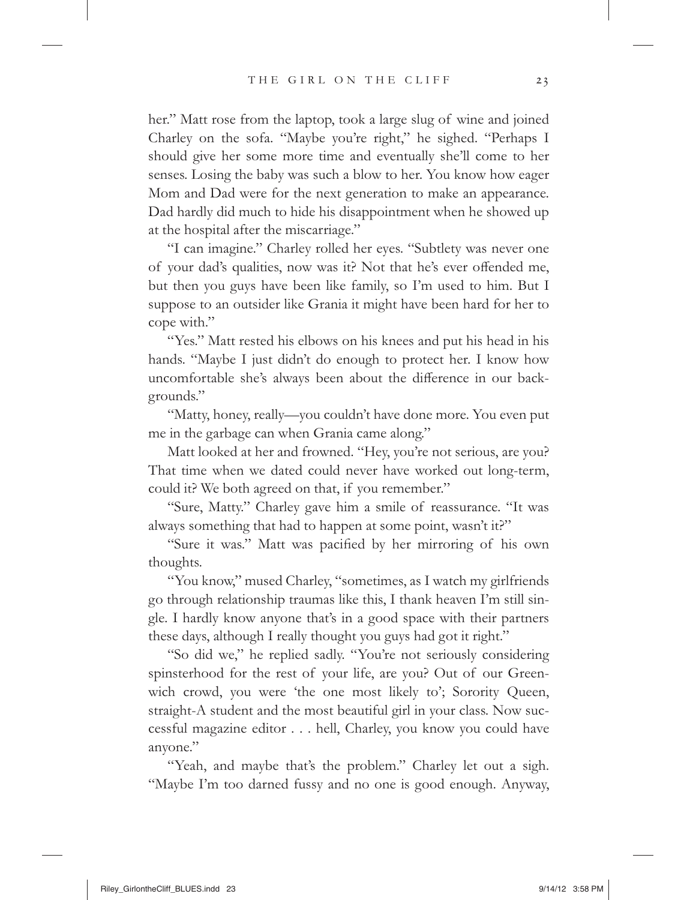her." Matt rose from the laptop, took a large slug of wine and joined Charley on the sofa. "Maybe you're right," he sighed. "Perhaps I should give her some more time and eventually she'll come to her senses. Losing the baby was such a blow to her. You know how eager Mom and Dad were for the next generation to make an appearance. Dad hardly did much to hide his disappointment when he showed up at the hospital after the miscarriage."

"I can imagine." Charley rolled her eyes. "Subtlety was never one of your dad's qualities, now was it? Not that he's ever offended me, but then you guys have been like family, so I'm used to him. But I suppose to an outsider like Grania it might have been hard for her to cope with."

"Yes." Matt rested his elbows on his knees and put his head in his hands. "Maybe I just didn't do enough to protect her. I know how uncomfortable she's always been about the difference in our backgrounds."

"Matty, honey, really—you couldn't have done more. You even put me in the garbage can when Grania came along."

Matt looked at her and frowned. "Hey, you're not serious, are you? That time when we dated could never have worked out long-term, could it? We both agreed on that, if you remember."

"Sure, Matty." Charley gave him a smile of reassurance. "It was always something that had to happen at some point, wasn't it?"

"Sure it was." Matt was pacified by her mirroring of his own thoughts.

"You know," mused Charley, "sometimes, as I watch my girlfriends go through relationship traumas like this, I thank heaven I'm still single. I hardly know anyone that's in a good space with their partners these days, although I really thought you guys had got it right."

"So did we," he replied sadly. "You're not seriously considering spinsterhood for the rest of your life, are you? Out of our Greenwich crowd, you were 'the one most likely to'; Sorority Queen, straight-A student and the most beautiful girl in your class. Now successful magazine editor . . . hell, Charley, you know you could have anyone."

"Yeah, and maybe that's the problem." Charley let out a sigh. "Maybe I'm too darned fussy and no one is good enough. Anyway,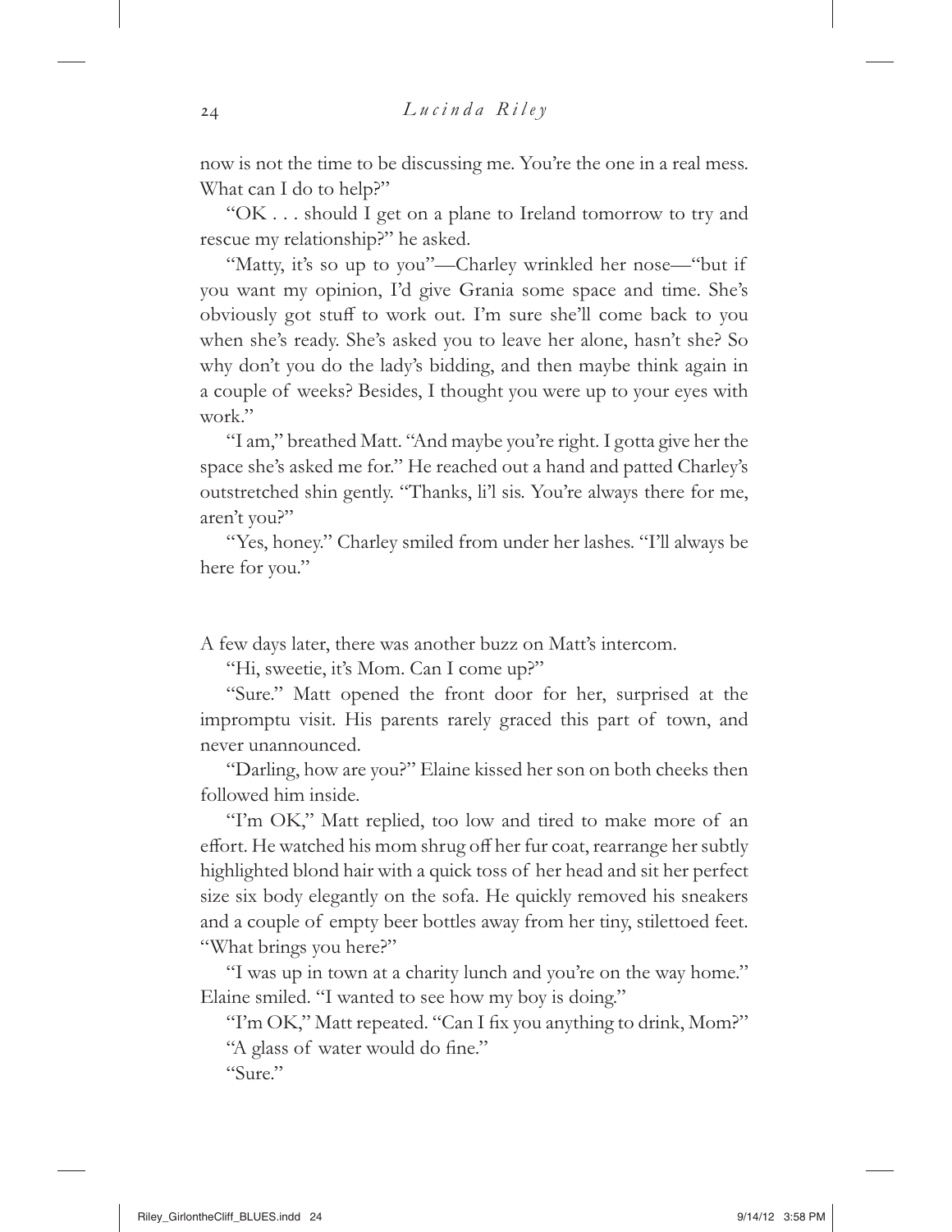now is not the time to be discussing me. You're the one in a real mess. What can I do to help?"

"OK . . . should I get on a plane to Ireland tomorrow to try and rescue my relationship?" he asked.

"Matty, it's so up to you"—Charley wrinkled her nose—"but if you want my opinion, I'd give Grania some space and time. She's obviously got stuff to work out. I'm sure she'll come back to you when she's ready. She's asked you to leave her alone, hasn't she? So why don't you do the lady's bidding, and then maybe think again in a couple of weeks? Besides, I thought you were up to your eyes with work."

"I am," breathed Matt. "And maybe you're right. I gotta give her the space she's asked me for." He reached out a hand and patted Charley's outstretched shin gently. "Thanks, li'l sis. You're always there for me, aren't you?"

"Yes, honey." Charley smiled from under her lashes. "I'll always be here for you."

A few days later, there was another buzz on Matt's intercom.

"Hi, sweetie, it's Mom. Can I come up?"

"Sure." Matt opened the front door for her, surprised at the impromptu visit. His parents rarely graced this part of town, and never unannounced.

"Darling, how are you?" Elaine kissed her son on both cheeks then followed him inside.

"I'm OK," Matt replied, too low and tired to make more of an effort. He watched his mom shrug off her fur coat, rearrange her subtly highlighted blond hair with a quick toss of her head and sit her perfect size six body elegantly on the sofa. He quickly removed his sneakers and a couple of empty beer bottles away from her tiny, stilettoed feet. "What brings you here?"

"I was up in town at a charity lunch and you're on the way home." Elaine smiled. "I wanted to see how my boy is doing."

"I'm OK," Matt repeated. "Can I fix you anything to drink, Mom?"

"A glass of water would do fine."

"Sure."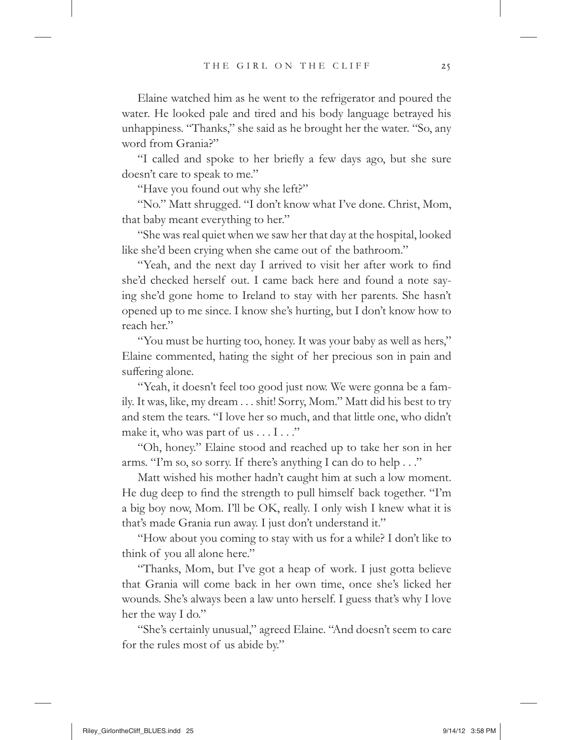Elaine watched him as he went to the refrigerator and poured the water. He looked pale and tired and his body language betrayed his unhappiness. "Thanks," she said as he brought her the water. "So, any word from Grania?"

"I called and spoke to her briefly a few days ago, but she sure doesn't care to speak to me."

"Have you found out why she left?"

"No." Matt shrugged. "I don't know what I've done. Christ, Mom, that baby meant everything to her."

"She was real quiet when we saw her that day at the hospital, looked like she'd been crying when she came out of the bathroom."

"Yeah, and the next day I arrived to visit her after work to find she'd checked herself out. I came back here and found a note saying she'd gone home to Ireland to stay with her parents. She hasn't opened up to me since. I know she's hurting, but I don't know how to reach her."

"You must be hurting too, honey. It was your baby as well as hers," Elaine commented, hating the sight of her precious son in pain and suffering alone.

"Yeah, it doesn't feel too good just now. We were gonna be a family. It was, like, my dream . . . shit! Sorry, Mom." Matt did his best to try and stem the tears. "I love her so much, and that little one, who didn't make it, who was part of us . . . I . . ."

"Oh, honey." Elaine stood and reached up to take her son in her arms. "I'm so, so sorry. If there's anything I can do to help . . ."

Matt wished his mother hadn't caught him at such a low moment. He dug deep to find the strength to pull himself back together. "I'm a big boy now, Mom. I'll be OK, really. I only wish I knew what it is that's made Grania run away. I just don't understand it."

"How about you coming to stay with us for a while? I don't like to think of you all alone here."

"Thanks, Mom, but I've got a heap of work. I just gotta believe that Grania will come back in her own time, once she's licked her wounds. She's always been a law unto herself. I guess that's why I love her the way I do."

"She's certainly unusual," agreed Elaine. "And doesn't seem to care for the rules most of us abide by."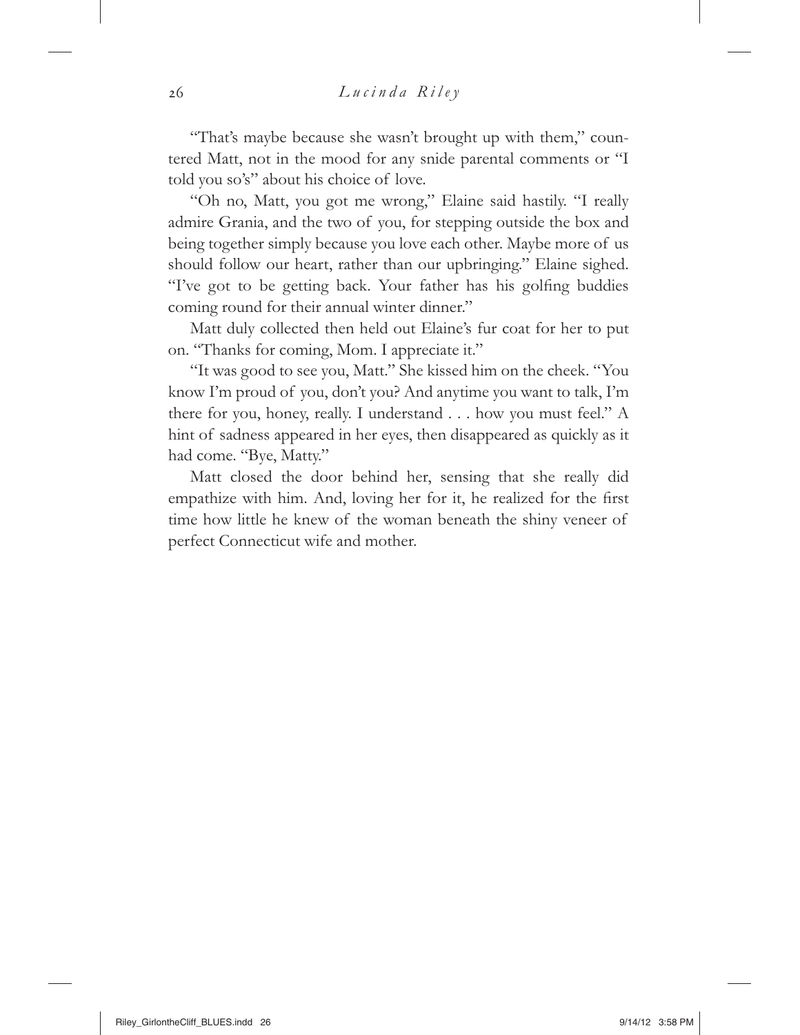"That's maybe because she wasn't brought up with them," countered Matt, not in the mood for any snide parental comments or "I told you so's" about his choice of love.

"Oh no, Matt, you got me wrong," Elaine said hastily. "I really admire Grania, and the two of you, for stepping outside the box and being together simply because you love each other. Maybe more of us should follow our heart, rather than our upbringing." Elaine sighed. "I've got to be getting back. Your father has his golfing buddies coming round for their annual winter dinner."

Matt duly collected then held out Elaine's fur coat for her to put on. "Thanks for coming, Mom. I appreciate it."

"It was good to see you, Matt." She kissed him on the cheek. "You know I'm proud of you, don't you? And anytime you want to talk, I'm there for you, honey, really. I understand . . . how you must feel." A hint of sadness appeared in her eyes, then disappeared as quickly as it had come. "Bye, Matty."

Matt closed the door behind her, sensing that she really did empathize with him. And, loving her for it, he realized for the first time how little he knew of the woman beneath the shiny veneer of perfect Connecticut wife and mother.